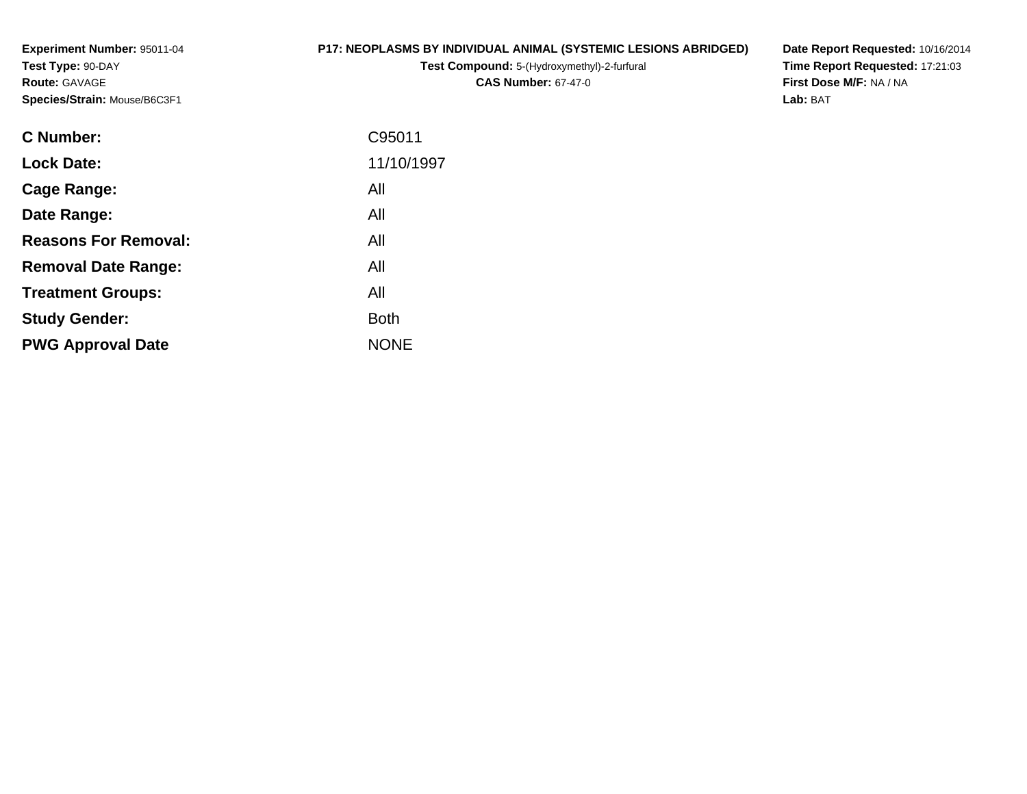**Experiment Number:** 95011-04
**Test Type:** 90-DAY
**Route:** GAVAGE
**Species/Strain:** Mouse/B6C3F1

**P17: NEOPLASMS BY INDIVIDUAL ANIMAL (SYSTEMIC LESIONS ABRIDGED)**
**Test Compound:** 5-(Hydroxymethyl)-2-furfural
**CAS Number:** 67-47-0

**Date Report Requested:** 10/16/2014
**Time Report Requested:** 17:21:03
**First Dose M/F:** NA / NA
**Lab:** BAT

| | |
|---|---|
| **C Number:** | C95011 |
| **Lock Date:** | 11/10/1997 |
| **Cage Range:** | All |
| **Date Range:** | All |
| **Reasons For Removal:** | All |
| **Removal Date Range:** | All |
| **Treatment Groups:** | All |
| **Study Gender:** | Both |
| **PWG Approval Date** | NONE |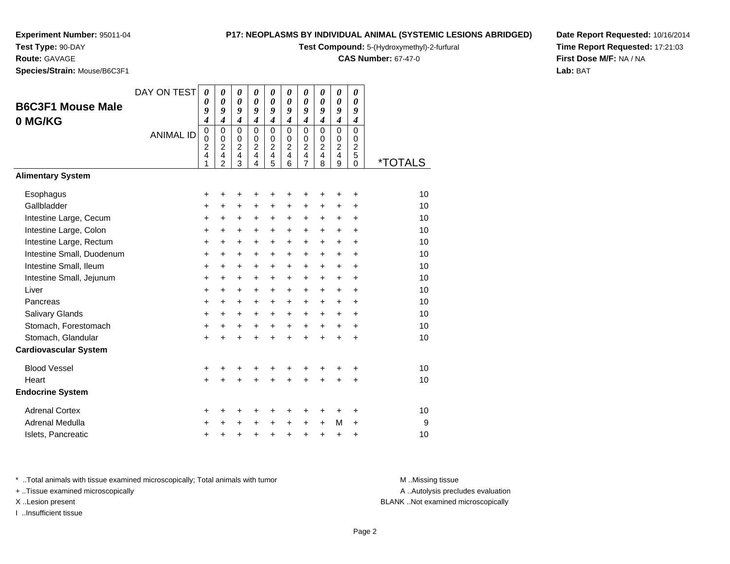**Experiment Number:** 95011-04
**Test Type:** 90-DAY
**Route:** GAVAGE
**Species/Strain:** Mouse/B6C3F1

**P17: NEOPLASMS BY INDIVIDUAL ANIMAL (SYSTEMIC LESIONS ABRIDGED)**
**Test Compound:** 5-(Hydroxymethyl)-2-furfural
**CAS Number:** 67-47-0

**Date Report Requested:** 10/16/2014
**Time Report Requested:** 17:21:03
**First Dose M/F:** NA / NA
**Lab:** BAT

## B6C3F1 Mouse Male 0 MG/KG

| DAY ON TEST | 0094 | 0094 | 0094 | 0094 | 0094 | 0094 | 0094 | 0094 | 0094 | 0094 | |
|---|---|---|---|---|---|---|---|---|---|---|---|
| ANIMAL ID | 00241 | 00242 | 00243 | 00244 | 00245 | 00246 | 00247 | 00248 | 00249 | 00250 | *TOTALS |
| **Alimentary System** | | | | | | | | | | | |
| Esophagus | + | + | + | + | + | + | + | + | + | + | 10 |
| Gallbladder | + | + | + | + | + | + | + | + | + | + | 10 |
| Intestine Large, Cecum | + | + | + | + | + | + | + | + | + | + | 10 |
| Intestine Large, Colon | + | + | + | + | + | + | + | + | + | + | 10 |
| Intestine Large, Rectum | + | + | + | + | + | + | + | + | + | + | 10 |
| Intestine Small, Duodenum | + | + | + | + | + | + | + | + | + | + | 10 |
| Intestine Small, Ileum | + | + | + | + | + | + | + | + | + | + | 10 |
| Intestine Small, Jejunum | + | + | + | + | + | + | + | + | + | + | 10 |
| Liver | + | + | + | + | + | + | + | + | + | + | 10 |
| Pancreas | + | + | + | + | + | + | + | + | + | + | 10 |
| Salivary Glands | + | + | + | + | + | + | + | + | + | + | 10 |
| Stomach, Forestomach | + | + | + | + | + | + | + | + | + | + | 10 |
| Stomach, Glandular | + | + | + | + | + | + | + | + | + | + | 10 |
| **Cardiovascular System** | | | | | | | | | | | |
| Blood Vessel | + | + | + | + | + | + | + | + | + | + | 10 |
| Heart | + | + | + | + | + | + | + | + | + | + | 10 |
| **Endocrine System** | | | | | | | | | | | |
| Adrenal Cortex | + | + | + | + | + | + | + | + | + | + | 10 |
| Adrenal Medulla | + | + | + | + | + | + | + | + | M | + | 9 |
| Islets, Pancreatic | + | + | + | + | + | + | + | + | + | + | 10 |

* ..Total animals with tissue examined microscopically; Total animals with tumor
+ ..Tissue examined microscopically
X ..Lesion present
I ..Insufficient tissue

M ..Missing tissue
A ..Autolysis precludes evaluation
BLANK ..Not examined microscopically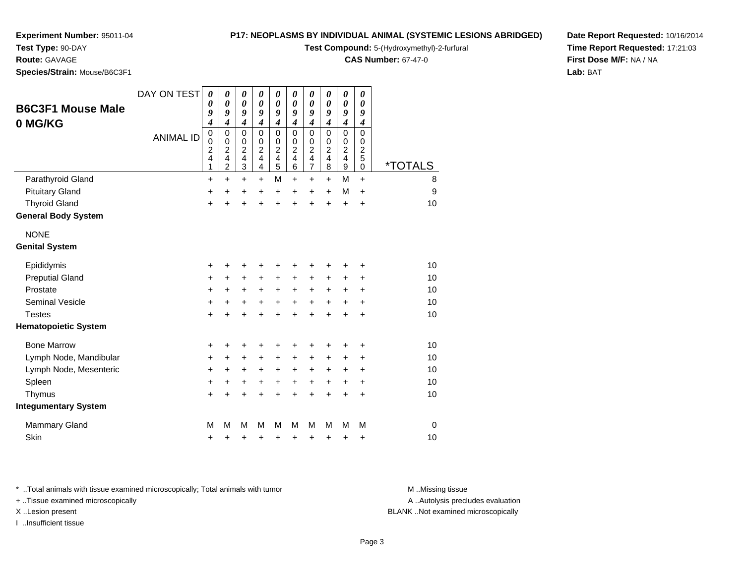**Experiment Number:** 95011-04
**Test Type:** 90-DAY
**Route:** GAVAGE
**Species/Strain:** Mouse/B6C3F1

**P17: NEOPLASMS BY INDIVIDUAL ANIMAL (SYSTEMIC LESIONS ABRIDGED)**
**Test Compound:** 5-(Hydroxymethyl)-2-furfural
**CAS Number:** 67-47-0

**Date Report Requested:** 10/16/2014
**Time Report Requested:** 17:21:03
**First Dose M/F:** NA / NA
**Lab:** BAT

## B6C3F1 Mouse Male 0 MG/KG

| DAY ON TEST | 0094 | 0094 | 0094 | 0094 | 0094 | 0094 | 0094 | 0094 | 0094 | 0094 | |
|---|---|---|---|---|---|---|---|---|---|---|---|
| **ANIMAL ID** | 00241 | 00242 | 00243 | 00244 | 00245 | 00246 | 00247 | 00248 | 00249 | 00250 | ***TOTALS** |
| Parathyroid Gland | + | + | + | + | M | + | + | + | M | + | 8 |
| Pituitary Gland | + | + | + | + | + | + | + | + | M | + | 9 |
| Thyroid Gland | + | + | + | + | + | + | + | + | + | + | 10 |
| **General Body System** | | | | | | | | | | | |
| NONE | | | | | | | | | | | |
| **Genital System** | | | | | | | | | | | |
| Epididymis | + | + | + | + | + | + | + | + | + | + | 10 |
| Preputial Gland | + | + | + | + | + | + | + | + | + | + | 10 |
| Prostate | + | + | + | + | + | + | + | + | + | + | 10 |
| Seminal Vesicle | + | + | + | + | + | + | + | + | + | + | 10 |
| Testes | + | + | + | + | + | + | + | + | + | + | 10 |
| **Hematopoietic System** | | | | | | | | | | | |
| Bone Marrow | + | + | + | + | + | + | + | + | + | + | 10 |
| Lymph Node, Mandibular | + | + | + | + | + | + | + | + | + | + | 10 |
| Lymph Node, Mesenteric | + | + | + | + | + | + | + | + | + | + | 10 |
| Spleen | + | + | + | + | + | + | + | + | + | + | 10 |
| Thymus | + | + | + | + | + | + | + | + | + | + | 10 |
| **Integumentary System** | | | | | | | | | | | |
| Mammary Gland | M | M | M | M | M | M | M | M | M | M | 0 |
| Skin | + | + | + | + | + | + | + | + | + | + | 10 |

\* ..Total animals with tissue examined microscopically; Total animals with tumor
+ ..Tissue examined microscopically
X ..Lesion present
I ..Insufficient tissue

M ..Missing tissue
A ..Autolysis precludes evaluation
BLANK ..Not examined microscopically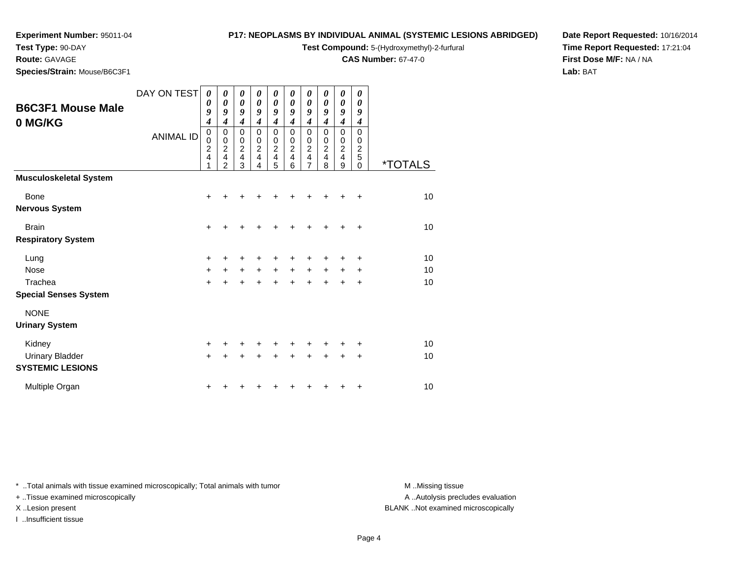**Experiment Number:** 95011-04
**Test Type:** 90-DAY
**Route:** GAVAGE
**Species/Strain:** Mouse/B6C3F1

**P17: NEOPLASMS BY INDIVIDUAL ANIMAL (SYSTEMIC LESIONS ABRIDGED)**
**Test Compound:** 5-(Hydroxymethyl)-2-furfural
**CAS Number:** 67-47-0

**Date Report Requested:** 10/16/2014
**Time Report Requested:** 17:21:04
**First Dose M/F:** NA / NA
**Lab:** BAT

## B6C3F1 Mouse Male 0 MG/KG

| DAY ON TEST | 0094 | 0094 | 0094 | 0094 | 0094 | 0094 | 0094 | 0094 | 0094 | 0094 | |
|---|---|---|---|---|---|---|---|---|---|---|---|
| ANIMAL ID | 00241 | 00242 | 00243 | 00244 | 00245 | 00246 | 00247 | 00248 | 00249 | 00250 | *TOTALS |
| **Musculoskeletal System** | | | | | | | | | | | |
| Bone | + | + | + | + | + | + | + | + | + | + | 10 |
| **Nervous System** | | | | | | | | | | | |
| Brain | + | + | + | + | + | + | + | + | + | + | 10 |
| **Respiratory System** | | | | | | | | | | | |
| Lung | + | + | + | + | + | + | + | + | + | + | 10 |
| Nose | + | + | + | + | + | + | + | + | + | + | 10 |
| Trachea | + | + | + | + | + | + | + | + | + | + | 10 |
| **Special Senses System** | | | | | | | | | | | |
| NONE | | | | | | | | | | | |
| **Urinary System** | | | | | | | | | | | |
| Kidney | + | + | + | + | + | + | + | + | + | + | 10 |
| Urinary Bladder | + | + | + | + | + | + | + | + | + | + | 10 |
| **SYSTEMIC LESIONS** | | | | | | | | | | | |
| Multiple Organ | + | + | + | + | + | + | + | + | + | + | 10 |

* ..Total animals with tissue examined microscopically; Total animals with tumor
+ ..Tissue examined microscopically
X ..Lesion present
I ..Insufficient tissue

M ..Missing tissue
A ..Autolysis precludes evaluation
BLANK ..Not examined microscopically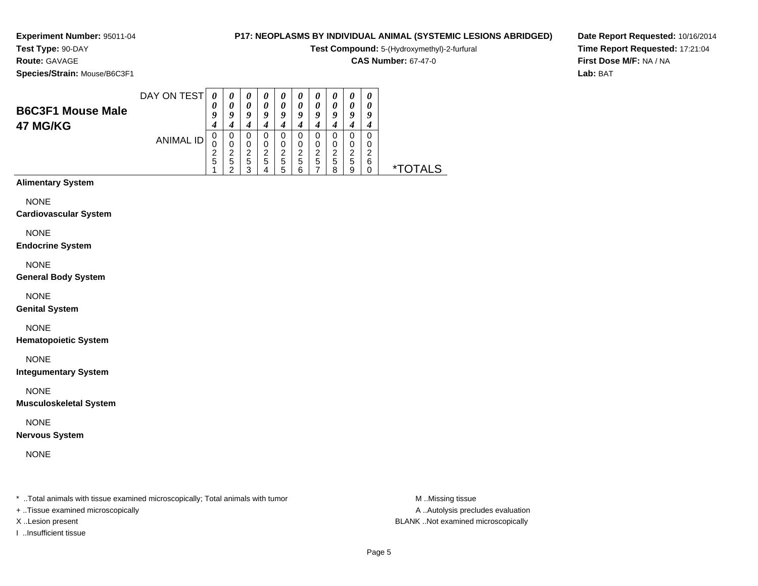**Experiment Number:** 95011-04
**Test Type:** 90-DAY
**Route:** GAVAGE
**Species/Strain:** Mouse/B6C3F1

**P17: NEOPLASMS BY INDIVIDUAL ANIMAL (SYSTEMIC LESIONS ABRIDGED)**
**Test Compound:** 5-(Hydroxymethyl)-2-furfural
**CAS Number:** 67-47-0

**Date Report Requested:** 10/16/2014
**Time Report Requested:** 17:21:04
**First Dose M/F:** NA / NA
**Lab:** BAT

## B6C3F1 Mouse Male 47 MG/KG

| DAY ON TEST | 0094 | 0094 | 0094 | 0094 | 0094 | 0094 | 0094 | 0094 | 0094 | 0094 | |
|---|---|---|---|---|---|---|---|---|---|---|---|
| ANIMAL ID | 00251 | 00252 | 00253 | 00254 | 00255 | 00256 | 00257 | 00258 | 00259 | 00260 | *TOTALS |
| **Alimentary System** | | | | | | | | | | | |
| NONE | | | | | | | | | | | |
| **Cardiovascular System** | | | | | | | | | | | |
| NONE | | | | | | | | | | | |
| **Endocrine System** | | | | | | | | | | | |
| NONE | | | | | | | | | | | |
| **General Body System** | | | | | | | | | | | |
| NONE | | | | | | | | | | | |
| **Genital System** | | | | | | | | | | | |
| NONE | | | | | | | | | | | |
| **Hematopoietic System** | | | | | | | | | | | |
| NONE | | | | | | | | | | | |
| **Integumentary System** | | | | | | | | | | | |
| NONE | | | | | | | | | | | |
| **Musculoskeletal System** | | | | | | | | | | | |
| NONE | | | | | | | | | | | |
| **Nervous System** | | | | | | | | | | | |
| NONE | | | | | | | | | | | |

* ..Total animals with tissue examined microscopically; Total animals with tumor
+ ..Tissue examined microscopically
X ..Lesion present
I ..Insufficient tissue

M ..Missing tissue
A ..Autolysis precludes evaluation
BLANK ..Not examined microscopically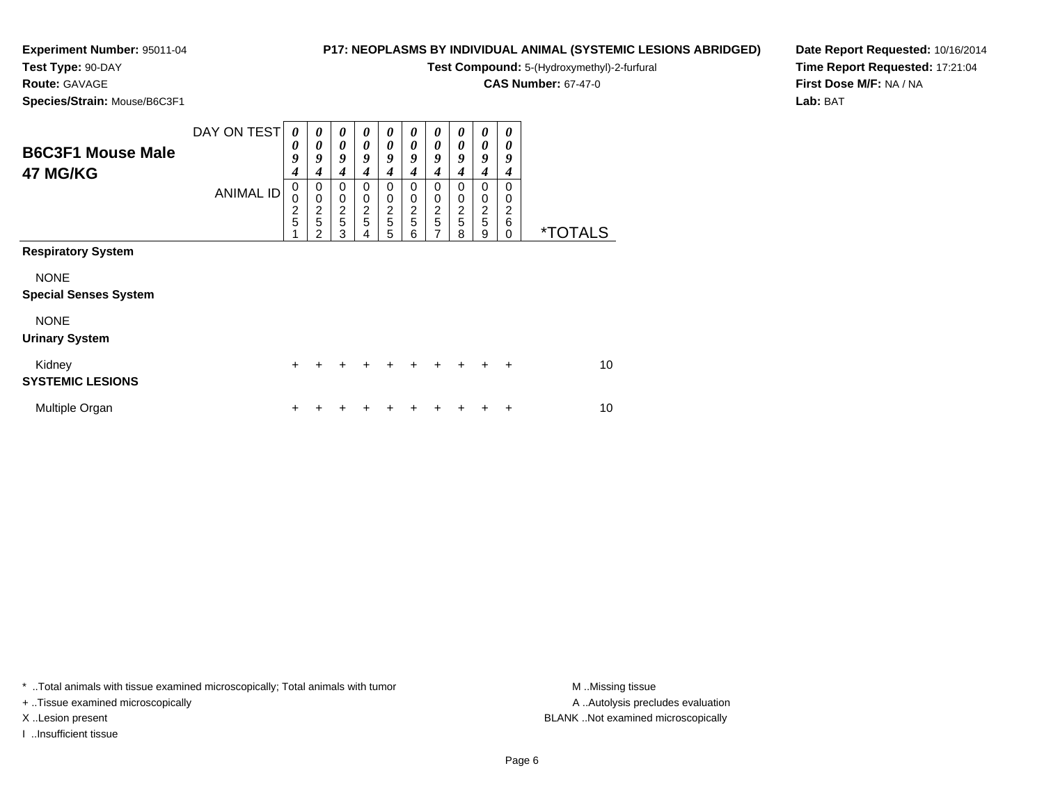**Experiment Number:** 95011-04
**Test Type:** 90-DAY
**Route:** GAVAGE
**Species/Strain:** Mouse/B6C3F1

**P17: NEOPLASMS BY INDIVIDUAL ANIMAL (SYSTEMIC LESIONS ABRIDGED)**
**Test Compound:** 5-(Hydroxymethyl)-2-furfural
**CAS Number:** 67-47-0

**Date Report Requested:** 10/16/2014
**Time Report Requested:** 17:21:04
**First Dose M/F:** NA / NA
**Lab:** BAT

## B6C3F1 Mouse Male 47 MG/KG

| DAY ON TEST | 0094 | 0094 | 0094 | 0094 | 0094 | 0094 | 0094 | 0094 | 0094 | 0094 | |
|---|---|---|---|---|---|---|---|---|---|---|---|
| ANIMAL ID | 00251 | 00252 | 00253 | 00254 | 00255 | 00256 | 00257 | 00258 | 00259 | 00260 | *TOTALS |
| **Respiratory System** | | | | | | | | | | | |
| NONE | | | | | | | | | | | |
| **Special Senses System** | | | | | | | | | | | |
| NONE | | | | | | | | | | | |
| **Urinary System** | | | | | | | | | | | |
| Kidney | + | + | + | + | + | + | + | + | + | + | 10 |
| **SYSTEMIC LESIONS** | | | | | | | | | | | |
| Multiple Organ | + | + | + | + | + | + | + | + | + | + | 10 |

\* ..Total animals with tissue examined microscopically; Total animals with tumor
+ ..Tissue examined microscopically
X ..Lesion present
I ..Insufficient tissue

M ..Missing tissue
A ..Autolysis precludes evaluation
BLANK ..Not examined microscopically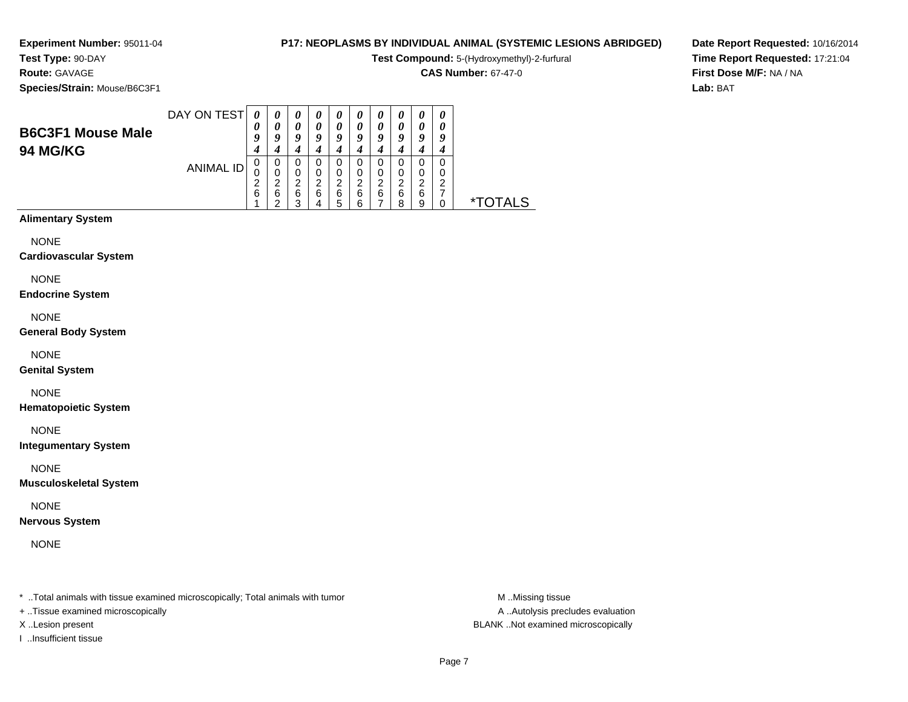**Experiment Number:** 95011-04
**Test Type:** 90-DAY
**Route:** GAVAGE
**Species/Strain:** Mouse/B6C3F1

**P17: NEOPLASMS BY INDIVIDUAL ANIMAL (SYSTEMIC LESIONS ABRIDGED)**
**Test Compound:** 5-(Hydroxymethyl)-2-furfural
**CAS Number:** 67-47-0

**Date Report Requested:** 10/16/2014
**Time Report Requested:** 17:21:04
**First Dose M/F:** NA / NA
**Lab:** BAT

## B6C3F1 Mouse Male
## 94 MG/KG

| DAY ON TEST | 0094 | 0094 | 0094 | 0094 | 0094 | 0094 | 0094 | 0094 | 0094 | 0094 | |
|---|---|---|---|---|---|---|---|---|---|---|---|
| ANIMAL ID | 00261 | 00262 | 00263 | 00264 | 00265 | 00266 | 00267 | 00268 | 00269 | 00270 | *TOTALS |
| **Alimentary System** | | | | | | | | | | | |
| NONE | | | | | | | | | | | |
| **Cardiovascular System** | | | | | | | | | | | |
| NONE | | | | | | | | | | | |
| **Endocrine System** | | | | | | | | | | | |
| NONE | | | | | | | | | | | |
| **General Body System** | | | | | | | | | | | |
| NONE | | | | | | | | | | | |
| **Genital System** | | | | | | | | | | | |
| NONE | | | | | | | | | | | |
| **Hematopoietic System** | | | | | | | | | | | |
| NONE | | | | | | | | | | | |
| **Integumentary System** | | | | | | | | | | | |
| NONE | | | | | | | | | | | |
| **Musculoskeletal System** | | | | | | | | | | | |
| NONE | | | | | | | | | | | |
| **Nervous System** | | | | | | | | | | | |
| NONE | | | | | | | | | | | |

* ..Total animals with tissue examined microscopically; Total animals with tumor
+ ..Tissue examined microscopically
X ..Lesion present
I ..Insufficient tissue

M ..Missing tissue
A ..Autolysis precludes evaluation
BLANK ..Not examined microscopically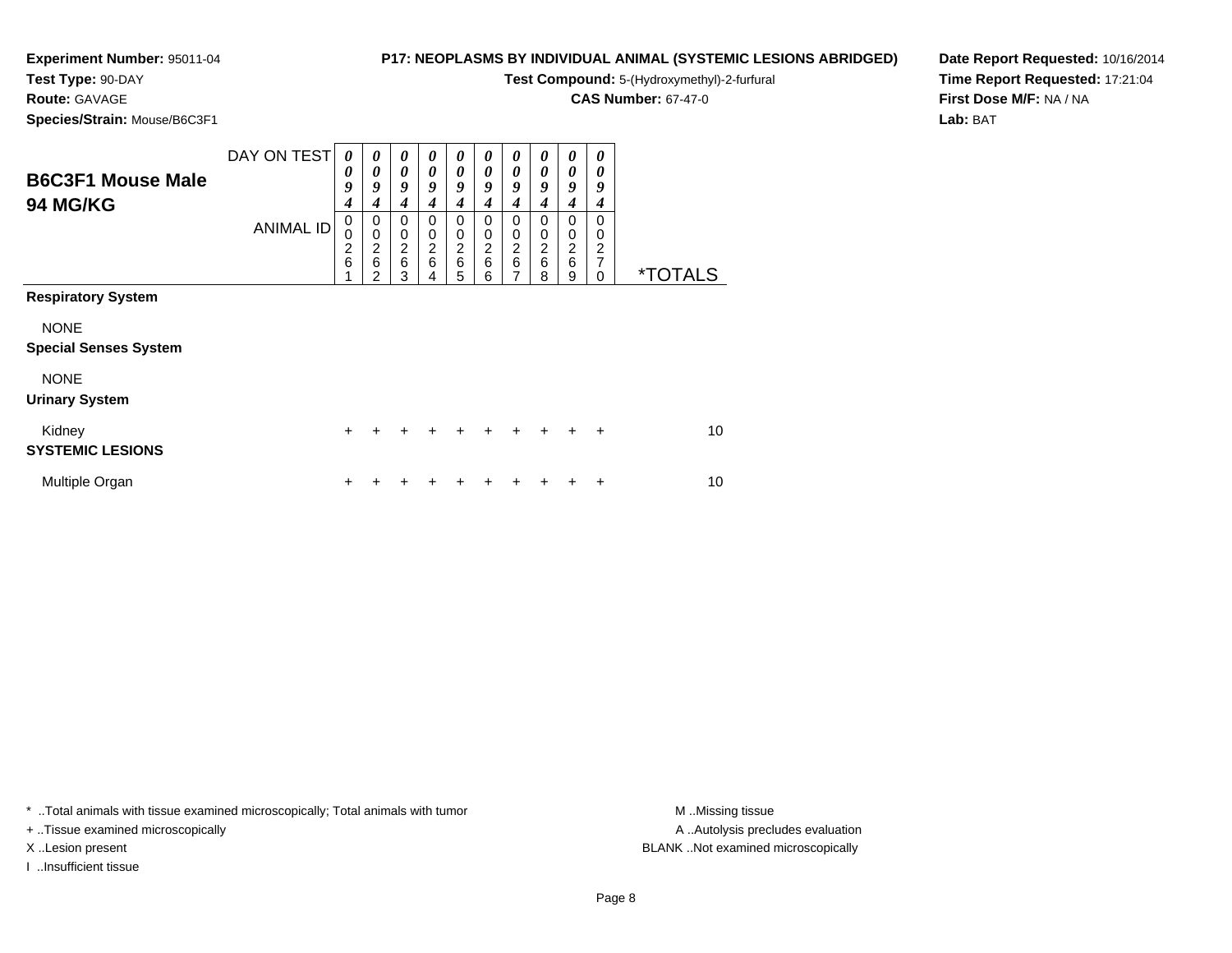**Experiment Number:** 95011-04
**Test Type:** 90-DAY
**Route:** GAVAGE
**Species/Strain:** Mouse/B6C3F1

**P17: NEOPLASMS BY INDIVIDUAL ANIMAL (SYSTEMIC LESIONS ABRIDGED)**
**Test Compound:** 5-(Hydroxymethyl)-2-furfural
**CAS Number:** 67-47-0

**Date Report Requested:** 10/16/2014
**Time Report Requested:** 17:21:04
**First Dose M/F:** NA / NA
**Lab:** BAT

## B6C3F1 Mouse Male 94 MG/KG

| DAY ON TEST | 0094 | 0094 | 0094 | 0094 | 0094 | 0094 | 0094 | 0094 | 0094 | 0094 | |
|---|---|---|---|---|---|---|---|---|---|---|---|
| ANIMAL ID | 00261 | 00262 | 00263 | 00264 | 00265 | 00266 | 00267 | 00268 | 00269 | 00270 | *TOTALS |
| **Respiratory System** | | | | | | | | | | | |
| NONE | | | | | | | | | | | |
| **Special Senses System** | | | | | | | | | | | |
| NONE | | | | | | | | | | | |
| **Urinary System** | | | | | | | | | | | |
| Kidney | + | + | + | + | + | + | + | + | + | + | 10 |
| **SYSTEMIC LESIONS** | | | | | | | | | | | |
| Multiple Organ | + | + | + | + | + | + | + | + | + | + | 10 |

* ..Total animals with tissue examined microscopically; Total animals with tumor
+ ..Tissue examined microscopically
X ..Lesion present
I ..Insufficient tissue

M ..Missing tissue
A ..Autolysis precludes evaluation
BLANK ..Not examined microscopically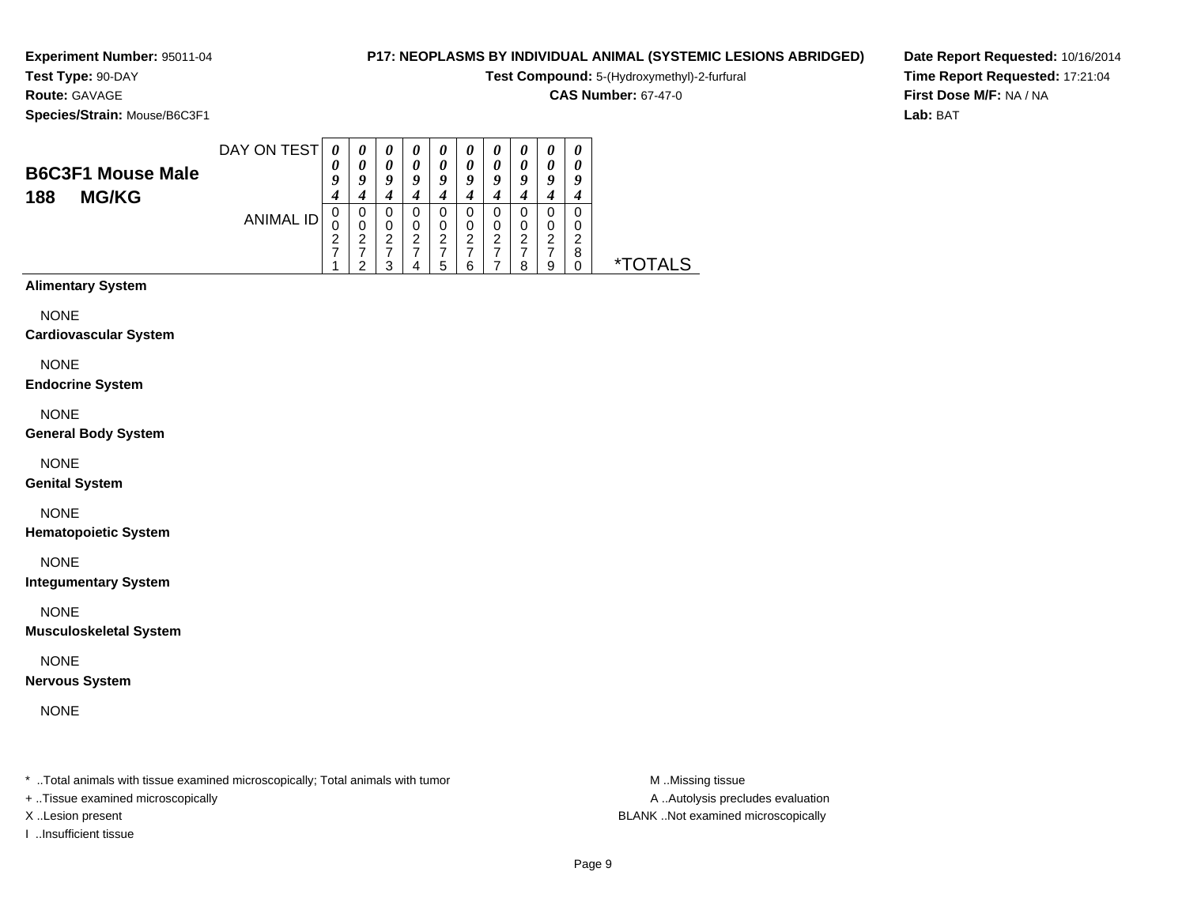**Experiment Number:** 95011-04
**Test Type:** 90-DAY
**Route:** GAVAGE
**Species/Strain:** Mouse/B6C3F1

**P17: NEOPLASMS BY INDIVIDUAL ANIMAL (SYSTEMIC LESIONS ABRIDGED)**
**Test Compound:** 5-(Hydroxymethyl)-2-furfural
**CAS Number:** 67-47-0

**Date Report Requested:** 10/16/2014
**Time Report Requested:** 17:21:04
**First Dose M/F:** NA / NA
**Lab:** BAT

## B6C3F1 Mouse Male 188 MG/KG

| DAY ON TEST | 0094 | 0094 | 0094 | 0094 | 0094 | 0094 | 0094 | 0094 | 0094 | 0094 | |
|---|---|---|---|---|---|---|---|---|---|---|---|
| ANIMAL ID | 00271 | 00272 | 00273 | 00274 | 00275 | 00276 | 00277 | 00278 | 00279 | 00280 | *TOTALS |
| **Alimentary System** | | | | | | | | | | | |
| NONE | | | | | | | | | | | |
| **Cardiovascular System** | | | | | | | | | | | |
| NONE | | | | | | | | | | | |
| **Endocrine System** | | | | | | | | | | | |
| NONE | | | | | | | | | | | |
| **General Body System** | | | | | | | | | | | |
| NONE | | | | | | | | | | | |
| **Genital System** | | | | | | | | | | | |
| NONE | | | | | | | | | | | |
| **Hematopoietic System** | | | | | | | | | | | |
| NONE | | | | | | | | | | | |
| **Integumentary System** | | | | | | | | | | | |
| NONE | | | | | | | | | | | |
| **Musculoskeletal System** | | | | | | | | | | | |
| NONE | | | | | | | | | | | |
| **Nervous System** | | | | | | | | | | | |
| NONE | | | | | | | | | | | |

* ..Total animals with tissue examined microscopically; Total animals with tumor
+ ..Tissue examined microscopically
X ..Lesion present
I ..Insufficient tissue

M ..Missing tissue
A ..Autolysis precludes evaluation
BLANK ..Not examined microscopically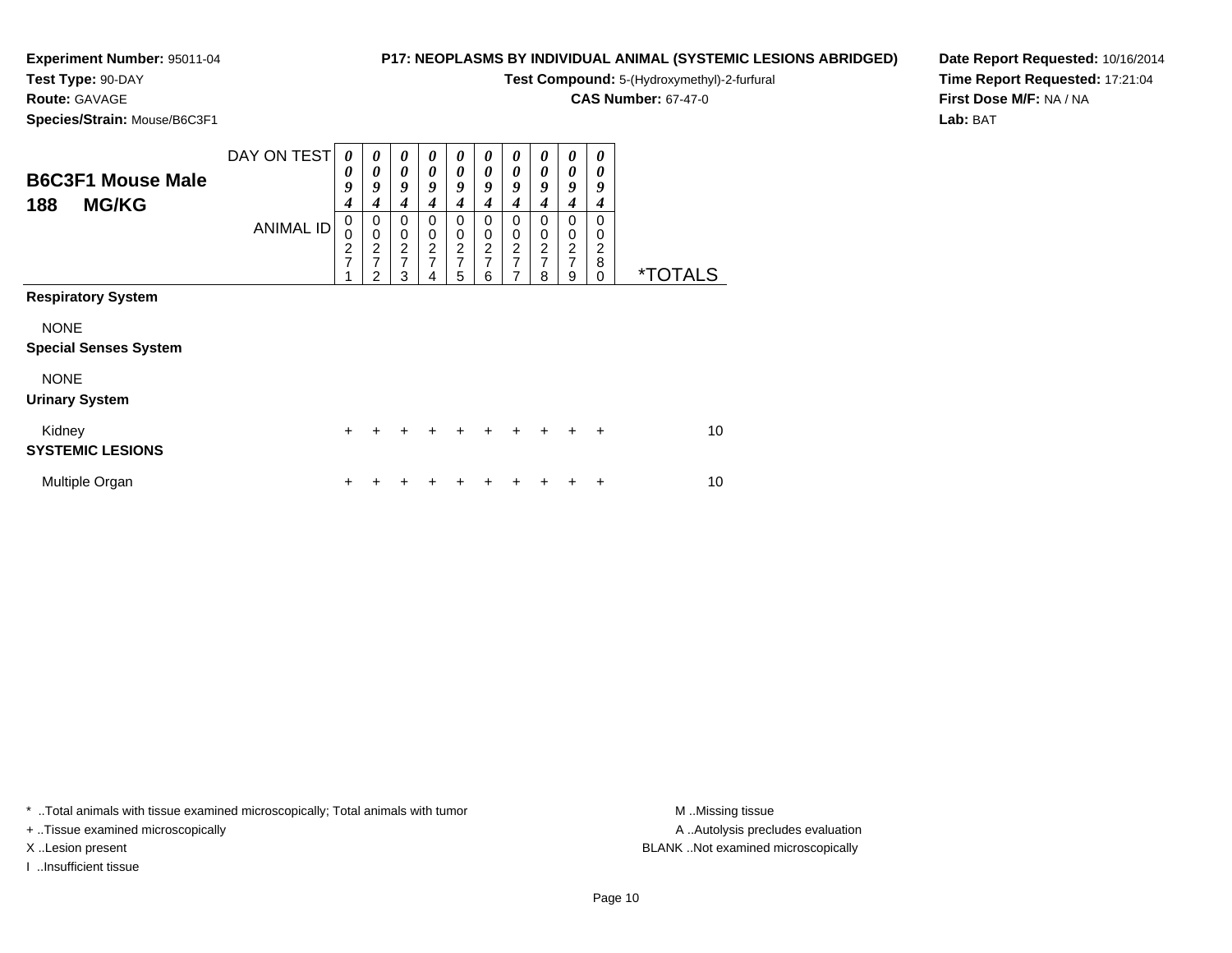**Experiment Number:** 95011-04
**Test Type:** 90-DAY
**Route:** GAVAGE
**Species/Strain:** Mouse/B6C3F1

**P17: NEOPLASMS BY INDIVIDUAL ANIMAL (SYSTEMIC LESIONS ABRIDGED)**
**Test Compound:** 5-(Hydroxymethyl)-2-furfural
**CAS Number:** 67-47-0

**Date Report Requested:** 10/16/2014
**Time Report Requested:** 17:21:04
**First Dose M/F:** NA / NA
**Lab:** BAT

## B6C3F1 Mouse Male 188 MG/KG

| DAY ON TEST | 0094 | 0094 | 0094 | 0094 | 0094 | 0094 | 0094 | 0094 | 0094 | 0094 | |
|---|---|---|---|---|---|---|---|---|---|---|---|
| ANIMAL ID | 00271 | 00272 | 00273 | 00274 | 00275 | 00276 | 00277 | 00278 | 00279 | 00280 | *TOTALS |
| **Respiratory System** | | | | | | | | | | | |
| NONE | | | | | | | | | | | |
| **Special Senses System** | | | | | | | | | | | |
| NONE | | | | | | | | | | | |
| **Urinary System** | | | | | | | | | | | |
| Kidney | + | + | + | + | + | + | + | + | + | + | 10 |
| **SYSTEMIC LESIONS** | | | | | | | | | | | |
| Multiple Organ | + | + | + | + | + | + | + | + | + | + | 10 |

* ..Total animals with tissue examined microscopically; Total animals with tumor
+ ..Tissue examined microscopically
X ..Lesion present
I ..Insufficient tissue

M ..Missing tissue
A ..Autolysis precludes evaluation
BLANK ..Not examined microscopically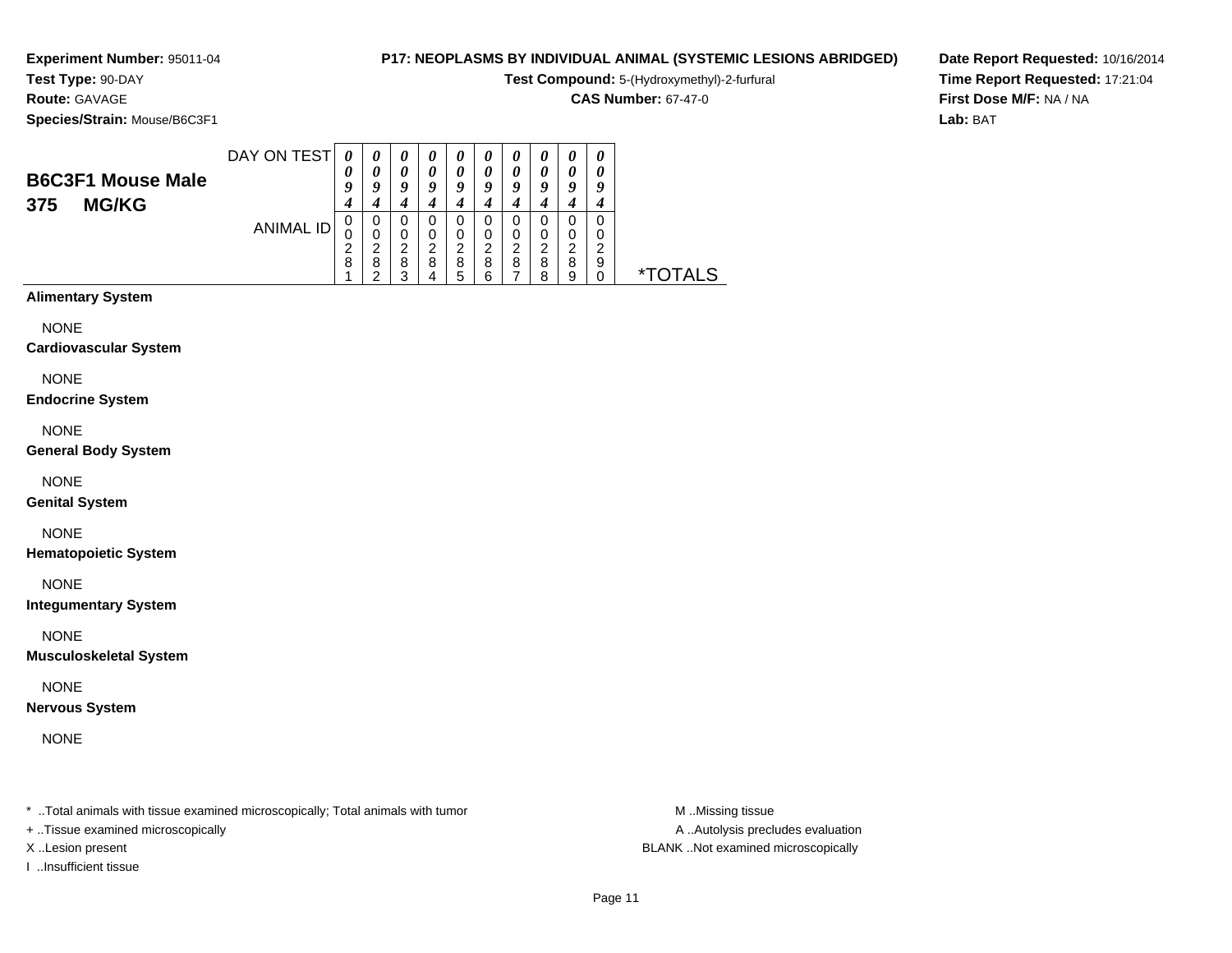**Experiment Number:** 95011-04
**Test Type:** 90-DAY
**Route:** GAVAGE
**Species/Strain:** Mouse/B6C3F1

**P17: NEOPLASMS BY INDIVIDUAL ANIMAL (SYSTEMIC LESIONS ABRIDGED)**
**Test Compound:** 5-(Hydroxymethyl)-2-furfural
**CAS Number:** 67-47-0

**Date Report Requested:** 10/16/2014
**Time Report Requested:** 17:21:04
**First Dose M/F:** NA / NA
**Lab:** BAT

## B6C3F1 Mouse Male
## 375 MG/KG

| DAY ON TEST | 0094 | 0094 | 0094 | 0094 | 0094 | 0094 | 0094 | 0094 | 0094 | 0094 | |
|---|---|---|---|---|---|---|---|---|---|---|---|
| ANIMAL ID | 00281 | 00282 | 00283 | 00284 | 00285 | 00286 | 00287 | 00288 | 00289 | 00290 | *TOTALS |
| **Alimentary System** | | | | | | | | | | | |
| NONE | | | | | | | | | | | |
| **Cardiovascular System** | | | | | | | | | | | |
| NONE | | | | | | | | | | | |
| **Endocrine System** | | | | | | | | | | | |
| NONE | | | | | | | | | | | |
| **General Body System** | | | | | | | | | | | |
| NONE | | | | | | | | | | | |
| **Genital System** | | | | | | | | | | | |
| NONE | | | | | | | | | | | |
| **Hematopoietic System** | | | | | | | | | | | |
| NONE | | | | | | | | | | | |
| **Integumentary System** | | | | | | | | | | | |
| NONE | | | | | | | | | | | |
| **Musculoskeletal System** | | | | | | | | | | | |
| NONE | | | | | | | | | | | |
| **Nervous System** | | | | | | | | | | | |
| NONE | | | | | | | | | | | |

* ..Total animals with tissue examined microscopically; Total animals with tumor
+ ..Tissue examined microscopically
X ..Lesion present
I ..Insufficient tissue

M ..Missing tissue
A ..Autolysis precludes evaluation
BLANK ..Not examined microscopically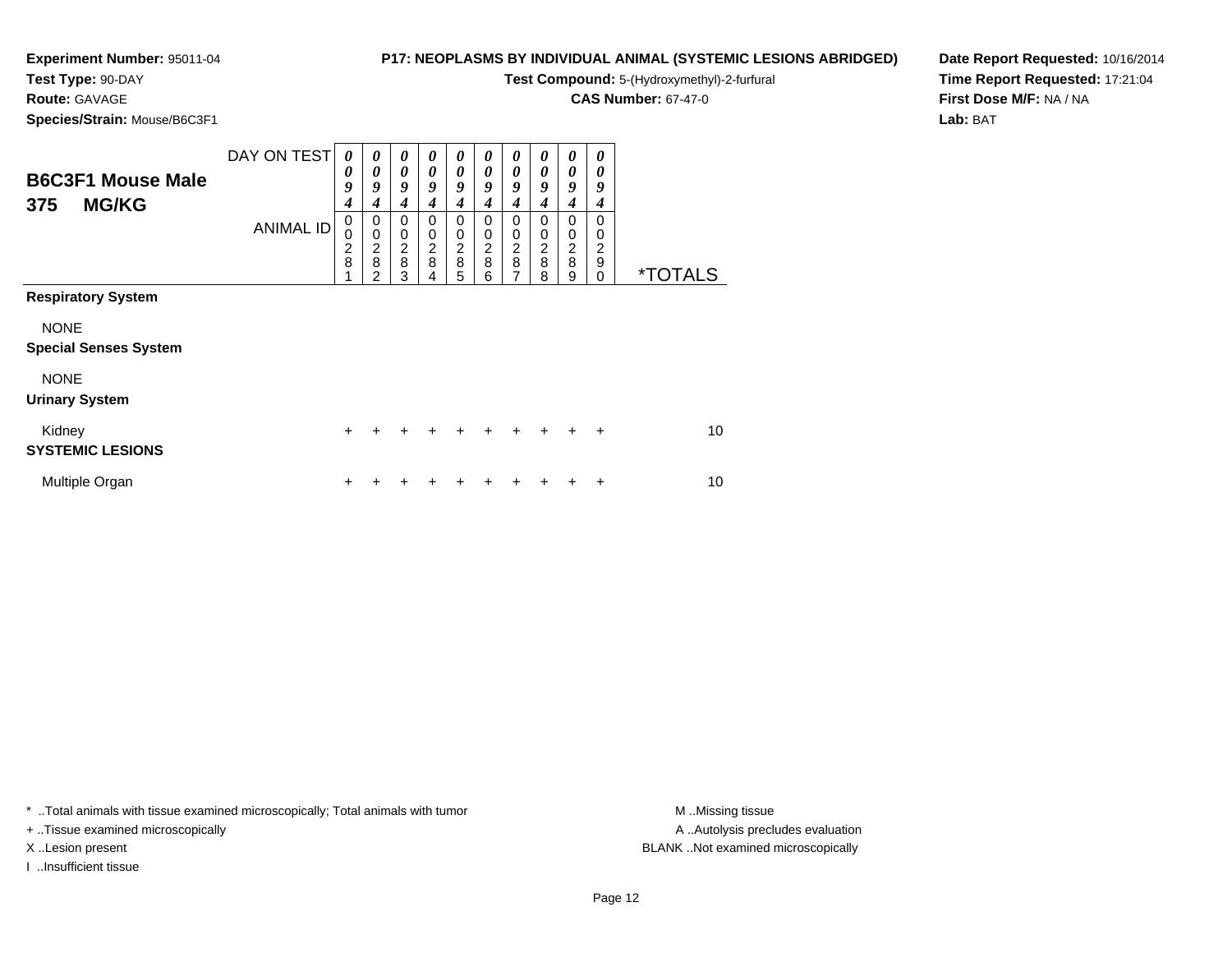**Experiment Number:** 95011-04
**Test Type:** 90-DAY
**Route:** GAVAGE
**Species/Strain:** Mouse/B6C3F1

**P17: NEOPLASMS BY INDIVIDUAL ANIMAL (SYSTEMIC LESIONS ABRIDGED)**
**Test Compound:** 5-(Hydroxymethyl)-2-furfural
**CAS Number:** 67-47-0

**Date Report Requested:** 10/16/2014
**Time Report Requested:** 17:21:04
**First Dose M/F:** NA / NA
**Lab:** BAT

## B6C3F1 Mouse Male 375 MG/KG

| DAY ON TEST | 0094 | 0094 | 0094 | 0094 | 0094 | 0094 | 0094 | 0094 | 0094 | 0094 | |
|---|---|---|---|---|---|---|---|---|---|---|---|
| ANIMAL ID | 00281 | 00282 | 00283 | 00284 | 00285 | 00286 | 00287 | 00288 | 00289 | 00290 | *TOTALS |
| **Respiratory System** | | | | | | | | | | | |
| NONE | | | | | | | | | | | |
| **Special Senses System** | | | | | | | | | | | |
| NONE | | | | | | | | | | | |
| **Urinary System** | | | | | | | | | | | |
| Kidney | + | + | + | + | + | + | + | + | + | + | 10 |
| **SYSTEMIC LESIONS** | | | | | | | | | | | |
| Multiple Organ | + | + | + | + | + | + | + | + | + | + | 10 |

* ..Total animals with tissue examined microscopically; Total animals with tumor
+ ..Tissue examined microscopically
X ..Lesion present
I ..Insufficient tissue

M ..Missing tissue
A ..Autolysis precludes evaluation
BLANK ..Not examined microscopically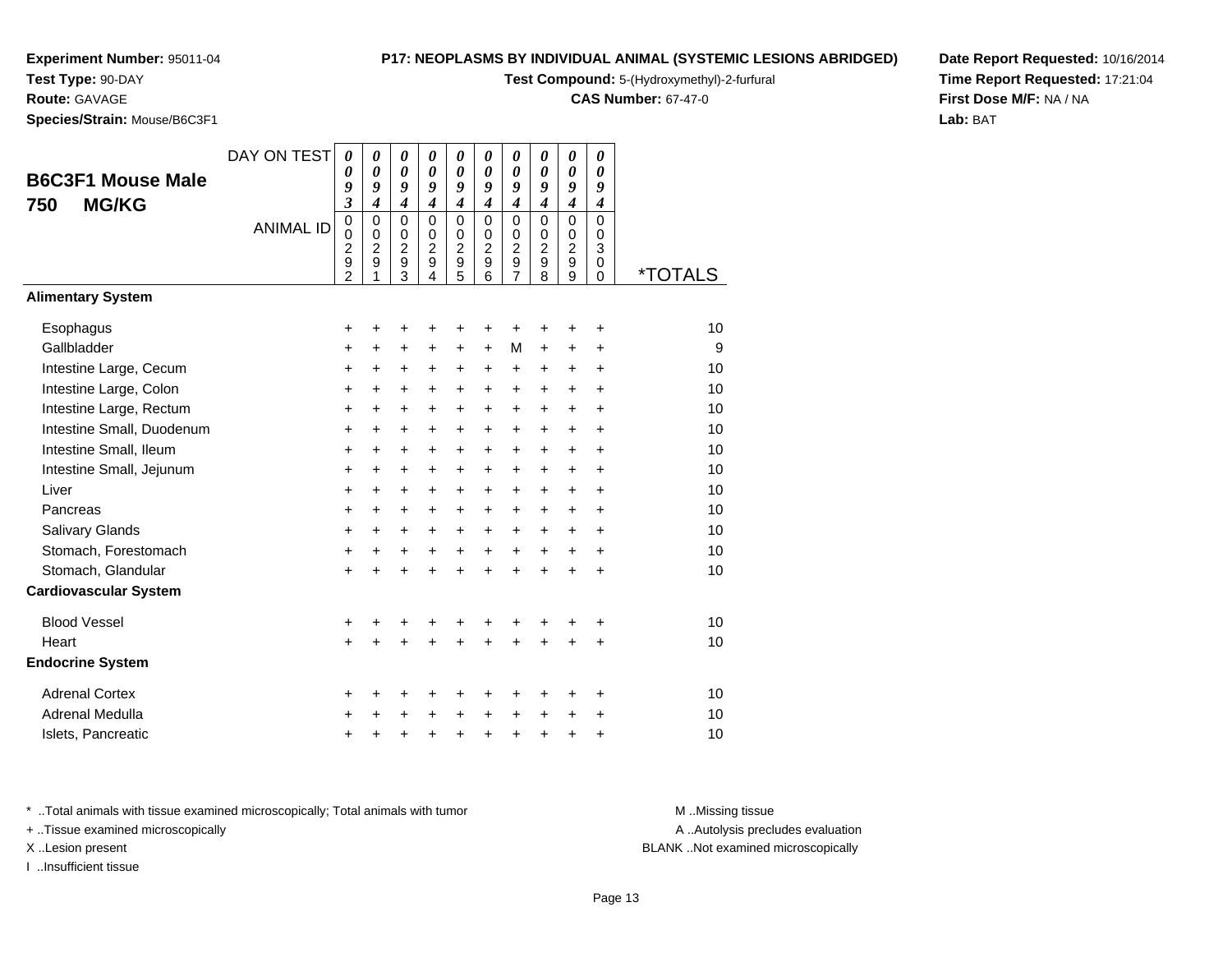**Experiment Number:** 95011-04
**Test Type:** 90-DAY
**Route:** GAVAGE
**Species/Strain:** Mouse/B6C3F1

**P17: NEOPLASMS BY INDIVIDUAL ANIMAL (SYSTEMIC LESIONS ABRIDGED)**
**Test Compound:** 5-(Hydroxymethyl)-2-furfural
**CAS Number:** 67-47-0

**Date Report Requested:** 10/16/2014
**Time Report Requested:** 17:21:04
**First Dose M/F:** NA / NA
**Lab:** BAT

## B6C3F1 Mouse Male 750 MG/KG

| DAY ON TEST | 0093 | 0094 | 0094 | 0094 | 0094 | 0094 | 0094 | 0094 | 0094 | 0094 | |
|---|---|---|---|---|---|---|---|---|---|---|---|
| ANIMAL ID | 00292 | 00291 | 00293 | 00294 | 00295 | 00296 | 00297 | 00298 | 00299 | 00300 | *TOTALS |
| **Alimentary System** | | | | | | | | | | | |
| Esophagus | + | + | + | + | + | + | + | + | + | + | 10 |
| Gallbladder | + | + | + | + | + | + | M | + | + | + | 9 |
| Intestine Large, Cecum | + | + | + | + | + | + | + | + | + | + | 10 |
| Intestine Large, Colon | + | + | + | + | + | + | + | + | + | + | 10 |
| Intestine Large, Rectum | + | + | + | + | + | + | + | + | + | + | 10 |
| Intestine Small, Duodenum | + | + | + | + | + | + | + | + | + | + | 10 |
| Intestine Small, Ileum | + | + | + | + | + | + | + | + | + | + | 10 |
| Intestine Small, Jejunum | + | + | + | + | + | + | + | + | + | + | 10 |
| Liver | + | + | + | + | + | + | + | + | + | + | 10 |
| Pancreas | + | + | + | + | + | + | + | + | + | + | 10 |
| Salivary Glands | + | + | + | + | + | + | + | + | + | + | 10 |
| Stomach, Forestomach | + | + | + | + | + | + | + | + | + | + | 10 |
| Stomach, Glandular | + | + | + | + | + | + | + | + | + | + | 10 |
| **Cardiovascular System** | | | | | | | | | | | |
| Blood Vessel | + | + | + | + | + | + | + | + | + | + | 10 |
| Heart | + | + | + | + | + | + | + | + | + | + | 10 |
| **Endocrine System** | | | | | | | | | | | |
| Adrenal Cortex | + | + | + | + | + | + | + | + | + | + | 10 |
| Adrenal Medulla | + | + | + | + | + | + | + | + | + | + | 10 |
| Islets, Pancreatic | + | + | + | + | + | + | + | + | + | + | 10 |

* ..Total animals with tissue examined microscopically; Total animals with tumor
+ ..Tissue examined microscopically
X ..Lesion present
I ..Insufficient tissue

M ..Missing tissue
A ..Autolysis precludes evaluation
BLANK ..Not examined microscopically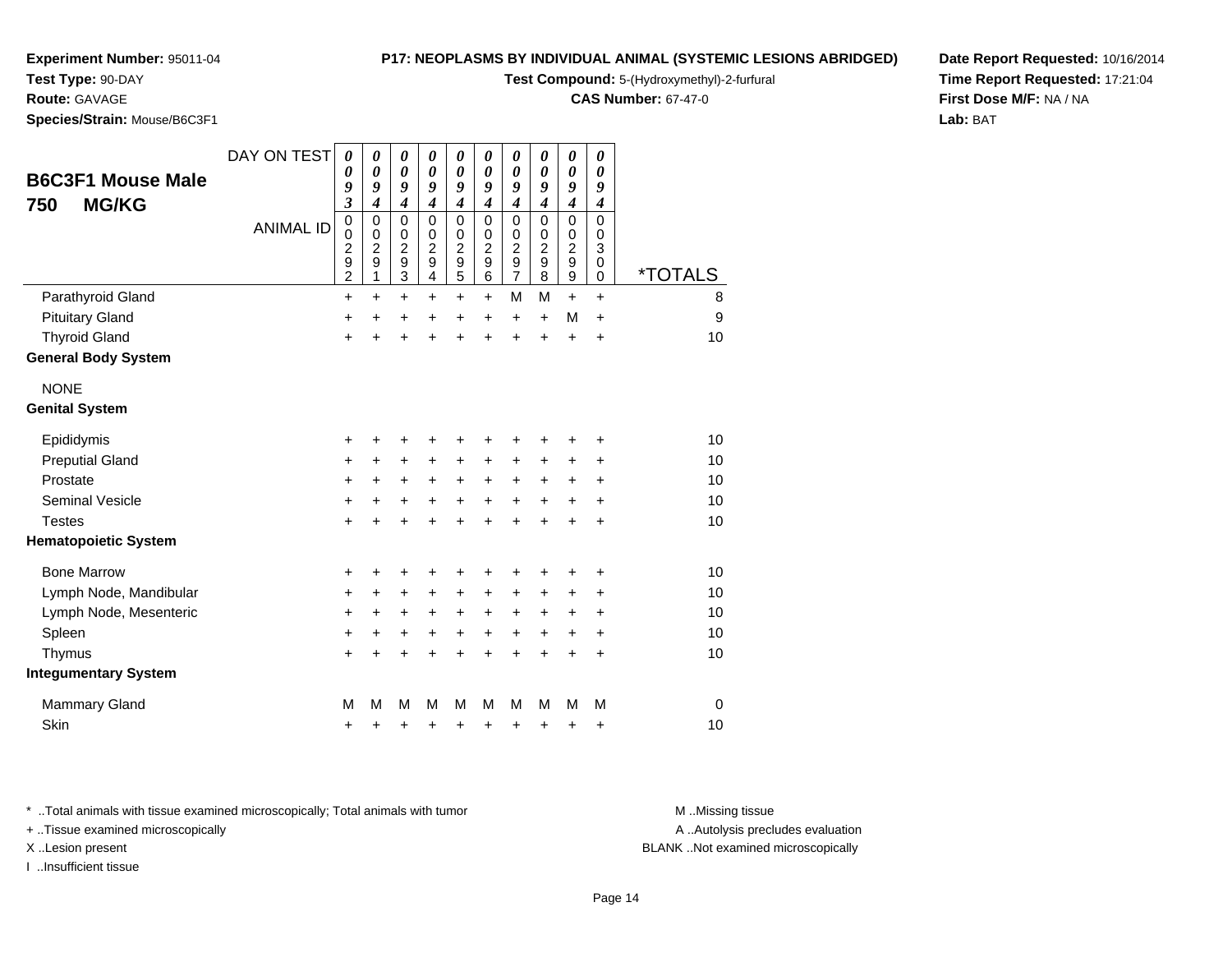**Experiment Number:** 95011-04
**Test Type:** 90-DAY
**Route:** GAVAGE
**Species/Strain:** Mouse/B6C3F1

**P17: NEOPLASMS BY INDIVIDUAL ANIMAL (SYSTEMIC LESIONS ABRIDGED)**
**Test Compound:** 5-(Hydroxymethyl)-2-furfural
**CAS Number:** 67-47-0

**Date Report Requested:** 10/16/2014
**Time Report Requested:** 17:21:04
**First Dose M/F:** NA / NA
**Lab:** BAT

## B6C3F1 Mouse Male 750 MG/KG

| DAY ON TEST | 0093 | 0094 | 0094 | 0094 | 0094 | 0094 | 0094 | 0094 | 0094 | 0094 | |
|---|---|---|---|---|---|---|---|---|---|---|---|
| **ANIMAL ID** | 00292 | 00291 | 00293 | 00294 | 00295 | 00296 | 00297 | 00298 | 00299 | 00300 | ***TOTALS** |
| Parathyroid Gland | + | + | + | + | + | + | M | M | + | + | 8 |
| Pituitary Gland | + | + | + | + | + | + | + | + | M | + | 9 |
| Thyroid Gland | + | + | + | + | + | + | + | + | + | + | 10 |
| **General Body System** | | | | | | | | | | | |
| NONE | | | | | | | | | | | |
| **Genital System** | | | | | | | | | | | |
| Epididymis | + | + | + | + | + | + | + | + | + | + | 10 |
| Preputial Gland | + | + | + | + | + | + | + | + | + | + | 10 |
| Prostate | + | + | + | + | + | + | + | + | + | + | 10 |
| Seminal Vesicle | + | + | + | + | + | + | + | + | + | + | 10 |
| Testes | + | + | + | + | + | + | + | + | + | + | 10 |
| **Hematopoietic System** | | | | | | | | | | | |
| Bone Marrow | + | + | + | + | + | + | + | + | + | + | 10 |
| Lymph Node, Mandibular | + | + | + | + | + | + | + | + | + | + | 10 |
| Lymph Node, Mesenteric | + | + | + | + | + | + | + | + | + | + | 10 |
| Spleen | + | + | + | + | + | + | + | + | + | + | 10 |
| Thymus | + | + | + | + | + | + | + | + | + | + | 10 |
| **Integumentary System** | | | | | | | | | | | |
| Mammary Gland | M | M | M | M | M | M | M | M | M | M | 0 |
| Skin | + | + | + | + | + | + | + | + | + | + | 10 |

* ..Total animals with tissue examined microscopically; Total animals with tumor
+ ..Tissue examined microscopically
X ..Lesion present
I ..Insufficient tissue

M ..Missing tissue
A ..Autolysis precludes evaluation
BLANK ..Not examined microscopically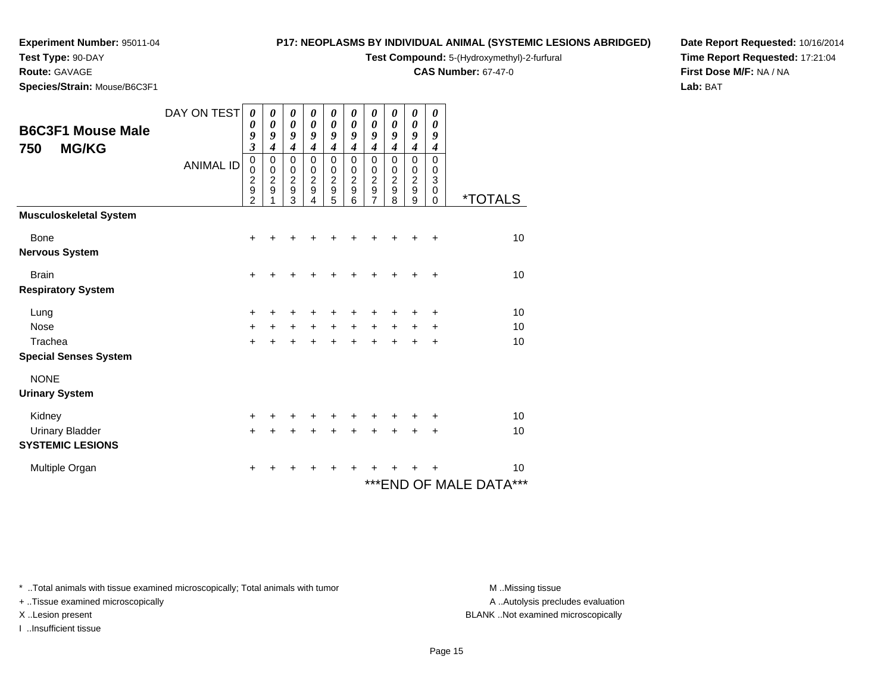**Experiment Number:** 95011-04
**Test Type:** 90-DAY
**Route:** GAVAGE
**Species/Strain:** Mouse/B6C3F1

**P17: NEOPLASMS BY INDIVIDUAL ANIMAL (SYSTEMIC LESIONS ABRIDGED)**
**Test Compound:** 5-(Hydroxymethyl)-2-furfural
**CAS Number:** 67-47-0

**Date Report Requested:** 10/16/2014
**Time Report Requested:** 17:21:04
**First Dose M/F:** NA / NA
**Lab:** BAT

## B6C3F1 Mouse Male 750 MG/KG

| DAY ON TEST | 0093 | 0094 | 0094 | 0094 | 0094 | 0094 | 0094 | 0094 | 0094 | 0094 | |
|---|---|---|---|---|---|---|---|---|---|---|---|
| ANIMAL ID | 00292 | 00291 | 00293 | 00294 | 00295 | 00296 | 00297 | 00298 | 00299 | 00300 | *TOTALS |
| **Musculoskeletal System** | | | | | | | | | | | |
| Bone | + | + | + | + | + | + | + | + | + | + | 10 |
| **Nervous System** | | | | | | | | | | | |
| Brain | + | + | + | + | + | + | + | + | + | + | 10 |
| **Respiratory System** | | | | | | | | | | | |
| Lung | + | + | + | + | + | + | + | + | + | + | 10 |
| Nose | + | + | + | + | + | + | + | + | + | + | 10 |
| Trachea | + | + | + | + | + | + | + | + | + | + | 10 |
| **Special Senses System** | | | | | | | | | | | |
| NONE | | | | | | | | | | | |
| **Urinary System** | | | | | | | | | | | |
| Kidney | + | + | + | + | + | + | + | + | + | + | 10 |
| Urinary Bladder | + | + | + | + | + | + | + | + | + | + | 10 |
| **SYSTEMIC LESIONS** | | | | | | | | | | | |
| Multiple Organ | + | + | + | + | + | + | + | + | + | + | 10 |

***END OF MALE DATA***

* ..Total animals with tissue examined microscopically; Total animals with tumor
+ ..Tissue examined microscopically
X ..Lesion present
I ..Insufficient tissue

M ..Missing tissue
A ..Autolysis precludes evaluation
BLANK ..Not examined microscopically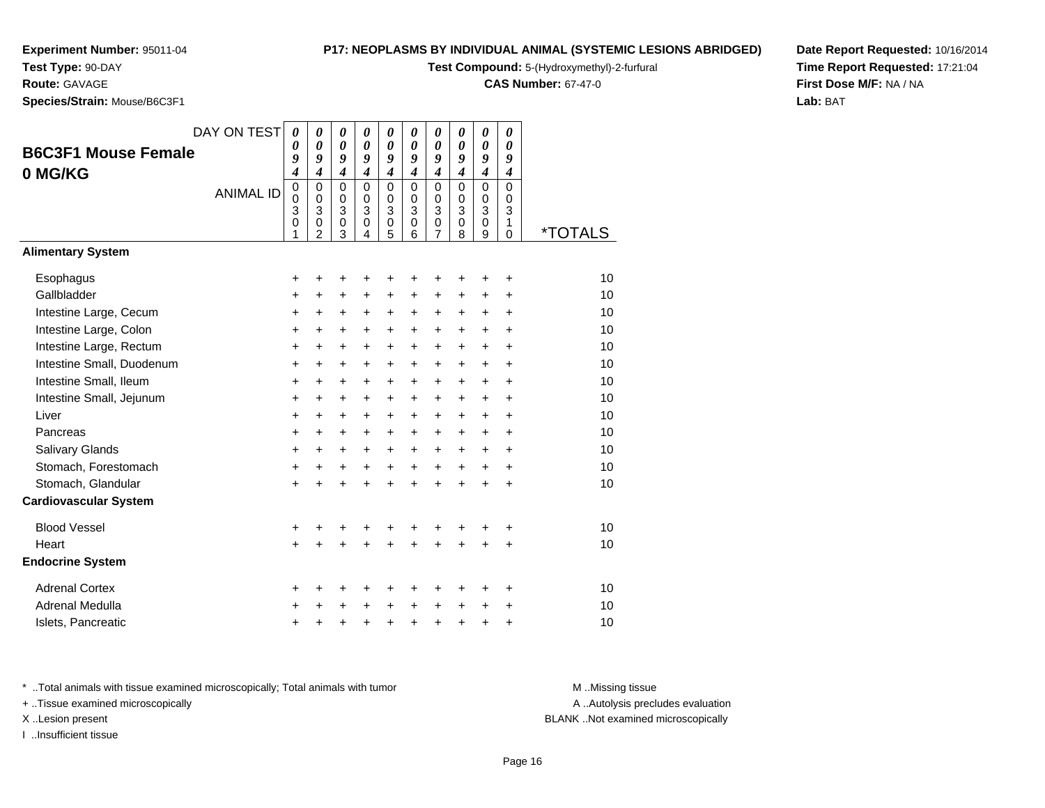**Experiment Number:** 95011-04
**Test Type:** 90-DAY
**Route:** GAVAGE
**Species/Strain:** Mouse/B6C3F1

**P17: NEOPLASMS BY INDIVIDUAL ANIMAL (SYSTEMIC LESIONS ABRIDGED)**
**Test Compound:** 5-(Hydroxymethyl)-2-furfural
**CAS Number:** 67-47-0

**Date Report Requested:** 10/16/2014
**Time Report Requested:** 17:21:04
**First Dose M/F:** NA / NA
**Lab:** BAT

## B6C3F1 Mouse Female 0 MG/KG

| DAY ON TEST | 0094 | 0094 | 0094 | 0094 | 0094 | 0094 | 0094 | 0094 | 0094 | 0094 | |
|---|---|---|---|---|---|---|---|---|---|---|---|
| **ANIMAL ID** | 00301 | 00302 | 00303 | 00304 | 00305 | 00306 | 00307 | 00308 | 00309 | 00310 | ***TOTALS** |
| **Alimentary System** | | | | | | | | | | | |
| Esophagus | + | + | + | + | + | + | + | + | + | + | 10 |
| Gallbladder | + | + | + | + | + | + | + | + | + | + | 10 |
| Intestine Large, Cecum | + | + | + | + | + | + | + | + | + | + | 10 |
| Intestine Large, Colon | + | + | + | + | + | + | + | + | + | + | 10 |
| Intestine Large, Rectum | + | + | + | + | + | + | + | + | + | + | 10 |
| Intestine Small, Duodenum | + | + | + | + | + | + | + | + | + | + | 10 |
| Intestine Small, Ileum | + | + | + | + | + | + | + | + | + | + | 10 |
| Intestine Small, Jejunum | + | + | + | + | + | + | + | + | + | + | 10 |
| Liver | + | + | + | + | + | + | + | + | + | + | 10 |
| Pancreas | + | + | + | + | + | + | + | + | + | + | 10 |
| Salivary Glands | + | + | + | + | + | + | + | + | + | + | 10 |
| Stomach, Forestomach | + | + | + | + | + | + | + | + | + | + | 10 |
| Stomach, Glandular | + | + | + | + | + | + | + | + | + | + | 10 |
| **Cardiovascular System** | | | | | | | | | | | |
| Blood Vessel | + | + | + | + | + | + | + | + | + | + | 10 |
| Heart | + | + | + | + | + | + | + | + | + | + | 10 |
| **Endocrine System** | | | | | | | | | | | |
| Adrenal Cortex | + | + | + | + | + | + | + | + | + | + | 10 |
| Adrenal Medulla | + | + | + | + | + | + | + | + | + | + | 10 |
| Islets, Pancreatic | + | + | + | + | + | + | + | + | + | + | 10 |

* ..Total animals with tissue examined microscopically; Total animals with tumor
+ ..Tissue examined microscopically
X ..Lesion present
I ..Insufficient tissue

M ..Missing tissue
A ..Autolysis precludes evaluation
BLANK ..Not examined microscopically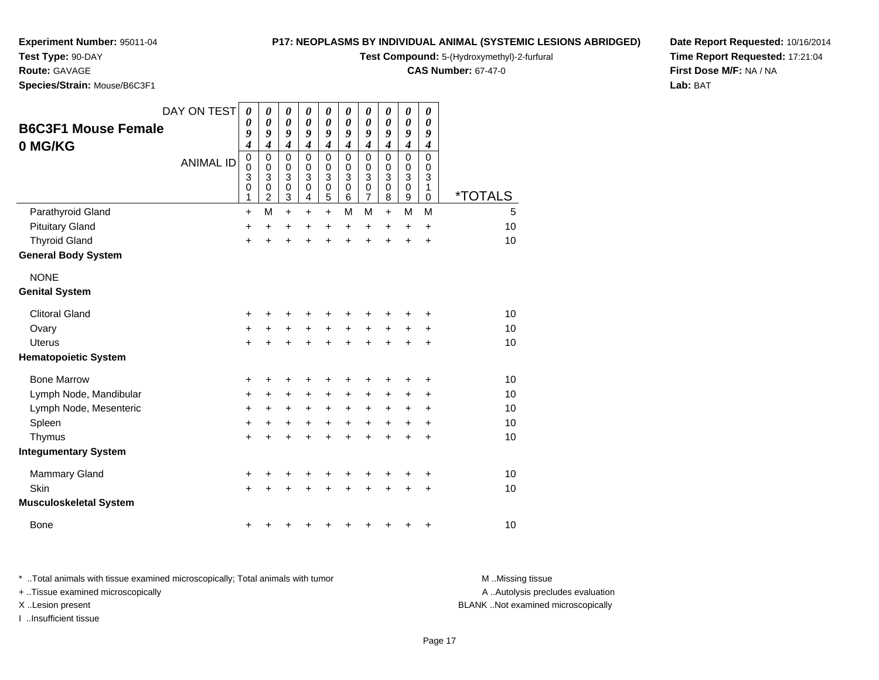**Experiment Number:** 95011-04
**Test Type:** 90-DAY
**Route:** GAVAGE
**Species/Strain:** Mouse/B6C3F1

**P17: NEOPLASMS BY INDIVIDUAL ANIMAL (SYSTEMIC LESIONS ABRIDGED)**
**Test Compound:** 5-(Hydroxymethyl)-2-furfural
**CAS Number:** 67-47-0

**Date Report Requested:** 10/16/2014
**Time Report Requested:** 17:21:04
**First Dose M/F:** NA / NA
**Lab:** BAT

## B6C3F1 Mouse Female 0 MG/KG

| DAY ON TEST | 0094 | 0094 | 0094 | 0094 | 0094 | 0094 | 0094 | 0094 | 0094 | 0094 | |
|---|---|---|---|---|---|---|---|---|---|---|---|
| ANIMAL ID | 00301 | 00302 | 00303 | 00304 | 00305 | 00306 | 00307 | 00308 | 00309 | 00310 | *TOTALS |
| Parathyroid Gland | + | M | + | + | + | M | M | + | M | M | 5 |
| Pituitary Gland | + | + | + | + | + | + | + | + | + | + | 10 |
| Thyroid Gland | + | + | + | + | + | + | + | + | + | + | 10 |
| **General Body System** | | | | | | | | | | | |
| NONE | | | | | | | | | | | |
| **Genital System** | | | | | | | | | | | |
| Clitoral Gland | + | + | + | + | + | + | + | + | + | + | 10 |
| Ovary | + | + | + | + | + | + | + | + | + | + | 10 |
| Uterus | + | + | + | + | + | + | + | + | + | + | 10 |
| **Hematopoietic System** | | | | | | | | | | | |
| Bone Marrow | + | + | + | + | + | + | + | + | + | + | 10 |
| Lymph Node, Mandibular | + | + | + | + | + | + | + | + | + | + | 10 |
| Lymph Node, Mesenteric | + | + | + | + | + | + | + | + | + | + | 10 |
| Spleen | + | + | + | + | + | + | + | + | + | + | 10 |
| Thymus | + | + | + | + | + | + | + | + | + | + | 10 |
| **Integumentary System** | | | | | | | | | | | |
| Mammary Gland | + | + | + | + | + | + | + | + | + | + | 10 |
| Skin | + | + | + | + | + | + | + | + | + | + | 10 |
| **Musculoskeletal System** | | | | | | | | | | | |
| Bone | + | + | + | + | + | + | + | + | + | + | 10 |

\* ..Total animals with tissue examined microscopically; Total animals with tumor
\+ ..Tissue examined microscopically
X ..Lesion present
I ..Insufficient tissue

M ..Missing tissue
A ..Autolysis precludes evaluation
BLANK ..Not examined microscopically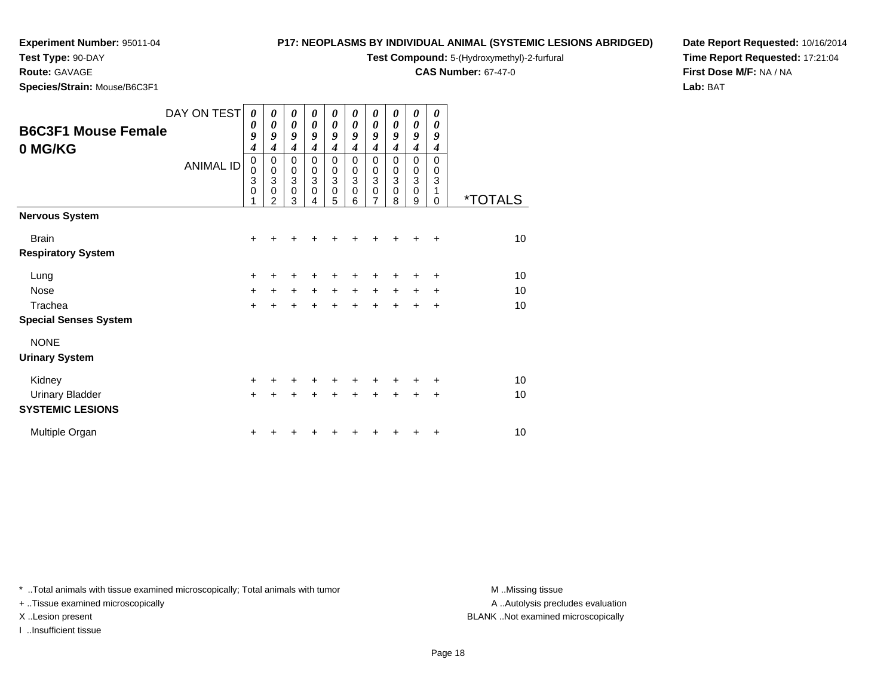**Experiment Number:** 95011-04
**Test Type:** 90-DAY
**Route:** GAVAGE
**Species/Strain:** Mouse/B6C3F1

**P17: NEOPLASMS BY INDIVIDUAL ANIMAL (SYSTEMIC LESIONS ABRIDGED)**
**Test Compound:** 5-(Hydroxymethyl)-2-furfural
**CAS Number:** 67-47-0

**Date Report Requested:** 10/16/2014
**Time Report Requested:** 17:21:04
**First Dose M/F:** NA / NA
**Lab:** BAT

## B6C3F1 Mouse Female 0 MG/KG

| DAY ON TEST | 0094 | 0094 | 0094 | 0094 | 0094 | 0094 | 0094 | 0094 | 0094 | 0094 | |
|---|---|---|---|---|---|---|---|---|---|---|---|
| ANIMAL ID | 00301 | 00302 | 00303 | 00304 | 00305 | 00306 | 00307 | 00308 | 00309 | 00310 | *TOTALS |
| **Nervous System** | | | | | | | | | | | |
| Brain | + | + | + | + | + | + | + | + | + | + | 10 |
| **Respiratory System** | | | | | | | | | | | |
| Lung | + | + | + | + | + | + | + | + | + | + | 10 |
| Nose | + | + | + | + | + | + | + | + | + | + | 10 |
| Trachea | + | + | + | + | + | + | + | + | + | + | 10 |
| **Special Senses System** | | | | | | | | | | | |
| NONE | | | | | | | | | | | |
| **Urinary System** | | | | | | | | | | | |
| Kidney | + | + | + | + | + | + | + | + | + | + | 10 |
| Urinary Bladder | + | + | + | + | + | + | + | + | + | + | 10 |
| **SYSTEMIC LESIONS** | | | | | | | | | | | |
| Multiple Organ | + | + | + | + | + | + | + | + | + | + | 10 |

* ..Total animals with tissue examined microscopically; Total animals with tumor
+ ..Tissue examined microscopically
X ..Lesion present
I ..Insufficient tissue

M ..Missing tissue
A ..Autolysis precludes evaluation
BLANK ..Not examined microscopically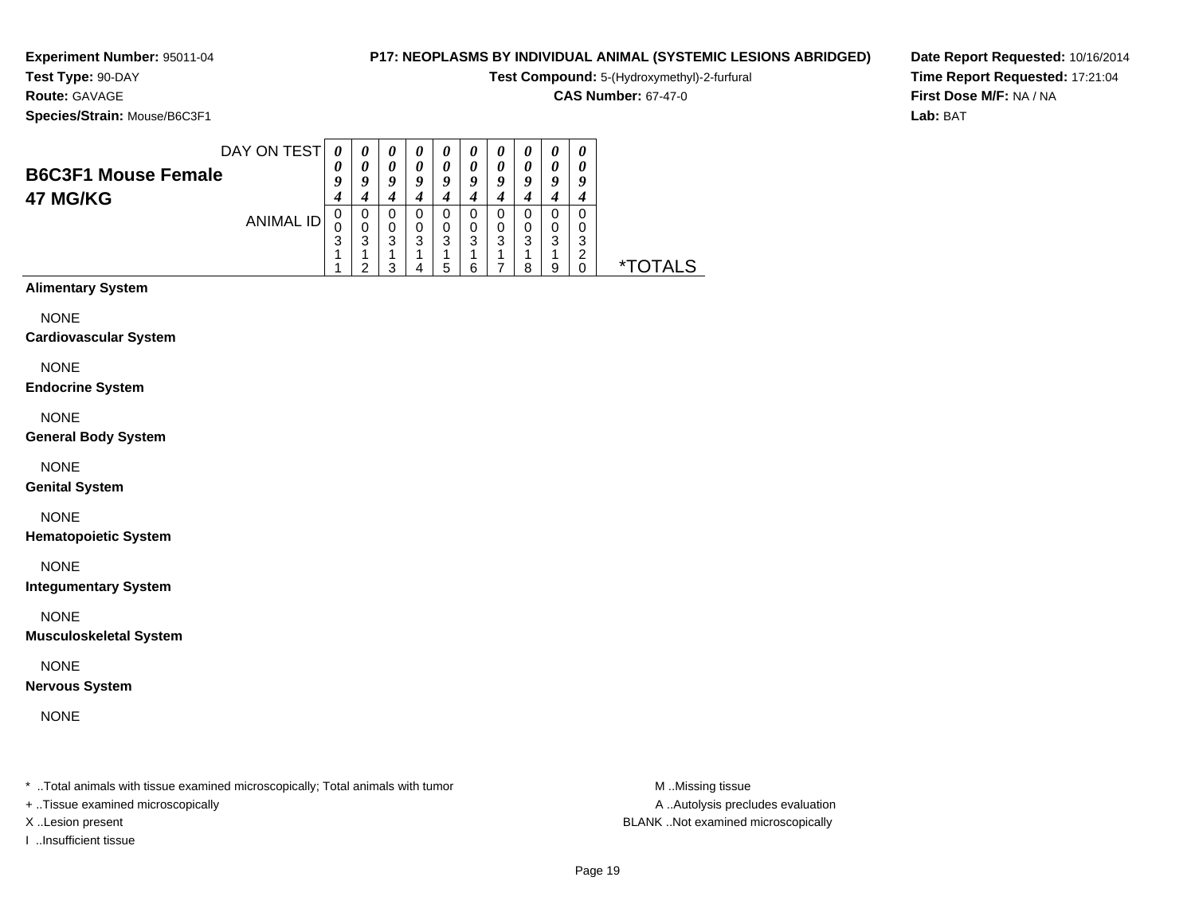**Experiment Number:** 95011-04
**Test Type:** 90-DAY
**Route:** GAVAGE
**Species/Strain:** Mouse/B6C3F1

**P17: NEOPLASMS BY INDIVIDUAL ANIMAL (SYSTEMIC LESIONS ABRIDGED)**
**Test Compound:** 5-(Hydroxymethyl)-2-furfural
**CAS Number:** 67-47-0

**Date Report Requested:** 10/16/2014
**Time Report Requested:** 17:21:04
**First Dose M/F:** NA / NA
**Lab:** BAT

## B6C3F1 Mouse Female 47 MG/KG

| DAY ON TEST | 0094 | 0094 | 0094 | 0094 | 0094 | 0094 | 0094 | 0094 | 0094 | 0094 | |
|---|---|---|---|---|---|---|---|---|---|---|---|
| ANIMAL ID | 00311 | 00312 | 00313 | 00314 | 00315 | 00316 | 00317 | 00318 | 00319 | 00320 | *TOTALS |
| **Alimentary System** | | | | | | | | | | | |
| NONE | | | | | | | | | | | |
| **Cardiovascular System** | | | | | | | | | | | |
| NONE | | | | | | | | | | | |
| **Endocrine System** | | | | | | | | | | | |
| NONE | | | | | | | | | | | |
| **General Body System** | | | | | | | | | | | |
| NONE | | | | | | | | | | | |
| **Genital System** | | | | | | | | | | | |
| NONE | | | | | | | | | | | |
| **Hematopoietic System** | | | | | | | | | | | |
| NONE | | | | | | | | | | | |
| **Integumentary System** | | | | | | | | | | | |
| NONE | | | | | | | | | | | |
| **Musculoskeletal System** | | | | | | | | | | | |
| NONE | | | | | | | | | | | |
| **Nervous System** | | | | | | | | | | | |
| NONE | | | | | | | | | | | |

* ..Total animals with tissue examined microscopically; Total animals with tumor
+ ..Tissue examined microscopically
X ..Lesion present
I ..Insufficient tissue

M ..Missing tissue
A ..Autolysis precludes evaluation
BLANK ..Not examined microscopically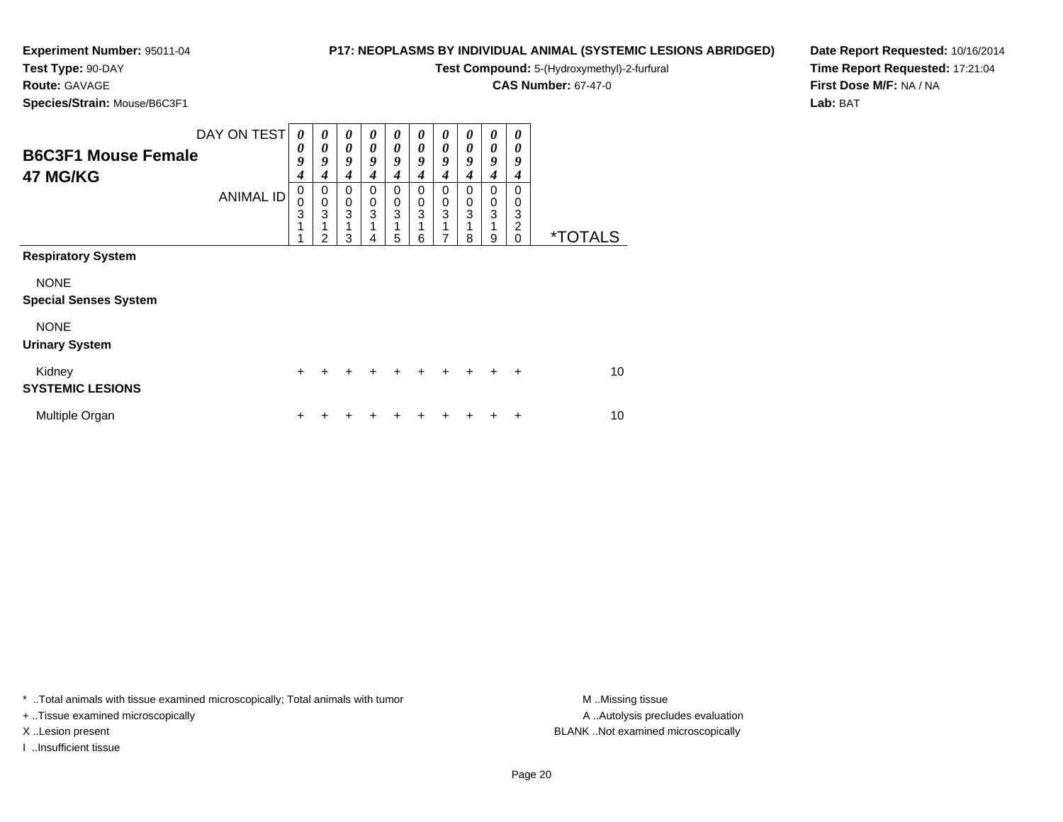**Experiment Number:** 95011-04
**Test Type:** 90-DAY
**Route:** GAVAGE
**Species/Strain:** Mouse/B6C3F1

**P17: NEOPLASMS BY INDIVIDUAL ANIMAL (SYSTEMIC LESIONS ABRIDGED)**
**Test Compound:** 5-(Hydroxymethyl)-2-furfural
**CAS Number:** 67-47-0

**Date Report Requested:** 10/16/2014
**Time Report Requested:** 17:21:04
**First Dose M/F:** NA / NA
**Lab:** BAT

## B6C3F1 Mouse Female
## 47 MG/KG

| DAY ON TEST | 0094 | 0094 | 0094 | 0094 | 0094 | 0094 | 0094 | 0094 | 0094 | 0094 | |
|---|---|---|---|---|---|---|---|---|---|---|---|
| **ANIMAL ID** | 00311 | 00312 | 00313 | 00314 | 00315 | 00316 | 00317 | 00318 | 00319 | 00320 | ***TOTALS** |
| **Respiratory System** | | | | | | | | | | | |
| NONE | | | | | | | | | | | |
| **Special Senses System** | | | | | | | | | | | |
| NONE | | | | | | | | | | | |
| **Urinary System** | | | | | | | | | | | |
| Kidney | + | + | + | + | + | + | + | + | + | + | 10 |
| **SYSTEMIC LESIONS** | | | | | | | | | | | |
| Multiple Organ | + | + | + | + | + | + | + | + | + | + | 10 |

* ..Total animals with tissue examined microscopically; Total animals with tumor
+ ..Tissue examined microscopically
X ..Lesion present
I ..Insufficient tissue

M ..Missing tissue
A ..Autolysis precludes evaluation
BLANK ..Not examined microscopically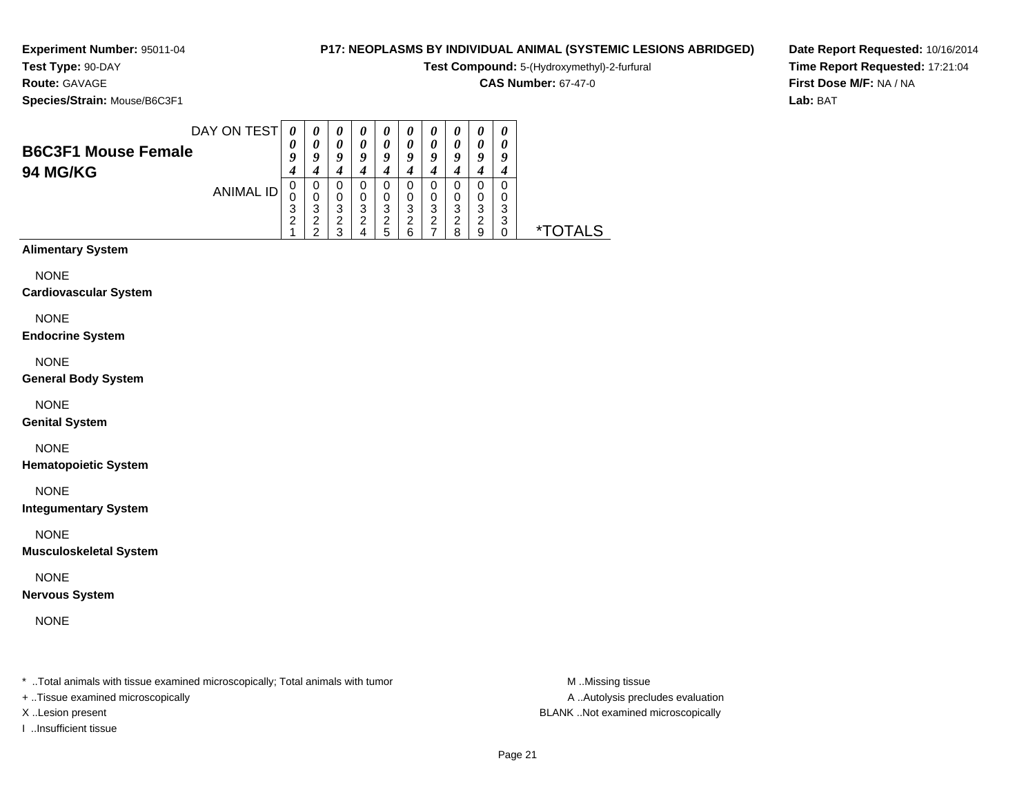**Experiment Number:** 95011-04
**Test Type:** 90-DAY
**Route:** GAVAGE
**Species/Strain:** Mouse/B6C3F1

**P17: NEOPLASMS BY INDIVIDUAL ANIMAL (SYSTEMIC LESIONS ABRIDGED)**
**Test Compound:** 5-(Hydroxymethyl)-2-furfural
**CAS Number:** 67-47-0

**Date Report Requested:** 10/16/2014
**Time Report Requested:** 17:21:04
**First Dose M/F:** NA / NA
**Lab:** BAT

## B6C3F1 Mouse Female
## 94 MG/KG

| DAY ON TEST | 0094 | 0094 | 0094 | 0094 | 0094 | 0094 | 0094 | 0094 | 0094 | 0094 | |
|---|---|---|---|---|---|---|---|---|---|---|---|
| ANIMAL ID | 00321 | 00322 | 00323 | 00324 | 00325 | 00326 | 00327 | 00328 | 00329 | 00330 | *TOTALS |
| **Alimentary System** | | | | | | | | | | | |
| NONE | | | | | | | | | | | |
| **Cardiovascular System** | | | | | | | | | | | |
| NONE | | | | | | | | | | | |
| **Endocrine System** | | | | | | | | | | | |
| NONE | | | | | | | | | | | |
| **General Body System** | | | | | | | | | | | |
| NONE | | | | | | | | | | | |
| **Genital System** | | | | | | | | | | | |
| NONE | | | | | | | | | | | |
| **Hematopoietic System** | | | | | | | | | | | |
| NONE | | | | | | | | | | | |
| **Integumentary System** | | | | | | | | | | | |
| NONE | | | | | | | | | | | |
| **Musculoskeletal System** | | | | | | | | | | | |
| NONE | | | | | | | | | | | |
| **Nervous System** | | | | | | | | | | | |
| NONE | | | | | | | | | | | |

* ..Total animals with tissue examined microscopically; Total animals with tumor
+ ..Tissue examined microscopically
X ..Lesion present
I ..Insufficient tissue

M ..Missing tissue
A ..Autolysis precludes evaluation
BLANK ..Not examined microscopically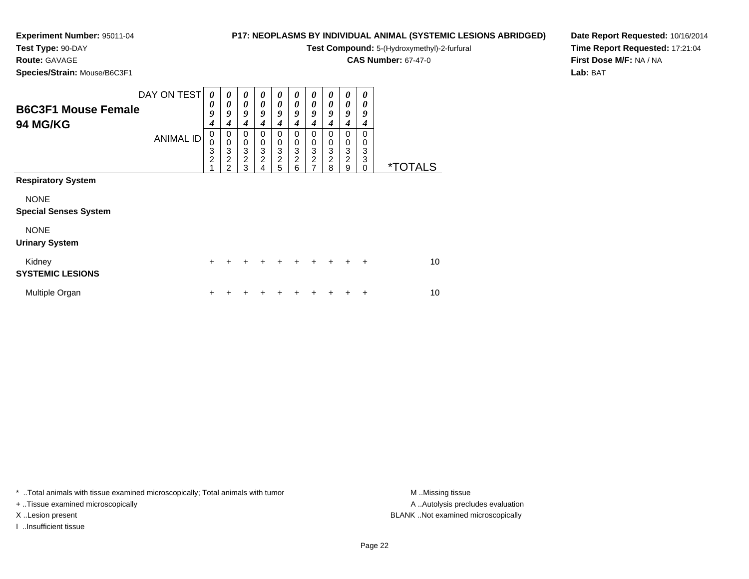**Experiment Number:** 95011-04
**Test Type:** 90-DAY
**Route:** GAVAGE
**Species/Strain:** Mouse/B6C3F1

**P17: NEOPLASMS BY INDIVIDUAL ANIMAL (SYSTEMIC LESIONS ABRIDGED)**
**Test Compound:** 5-(Hydroxymethyl)-2-furfural
**CAS Number:** 67-47-0

**Date Report Requested:** 10/16/2014
**Time Report Requested:** 17:21:04
**First Dose M/F:** NA / NA
**Lab:** BAT

## B6C3F1 Mouse Female 94 MG/KG

| DAY ON TEST | 0094 | 0094 | 0094 | 0094 | 0094 | 0094 | 0094 | 0094 | 0094 | 0094 | |
|---|---|---|---|---|---|---|---|---|---|---|---|
| ANIMAL ID | 00321 | 00322 | 00323 | 00324 | 00325 | 00326 | 00327 | 00328 | 00329 | 00330 | *TOTALS |
| **Respiratory System** | | | | | | | | | | | |
| NONE | | | | | | | | | | | |
| **Special Senses System** | | | | | | | | | | | |
| NONE | | | | | | | | | | | |
| **Urinary System** | | | | | | | | | | | |
| Kidney | + | + | + | + | + | + | + | + | + | + | 10 |
| **SYSTEMIC LESIONS** | | | | | | | | | | | |
| Multiple Organ | + | + | + | + | + | + | + | + | + | + | 10 |

* ..Total animals with tissue examined microscopically; Total animals with tumor
+ ..Tissue examined microscopically
X ..Lesion present
I ..Insufficient tissue

M ..Missing tissue
A ..Autolysis precludes evaluation
BLANK ..Not examined microscopically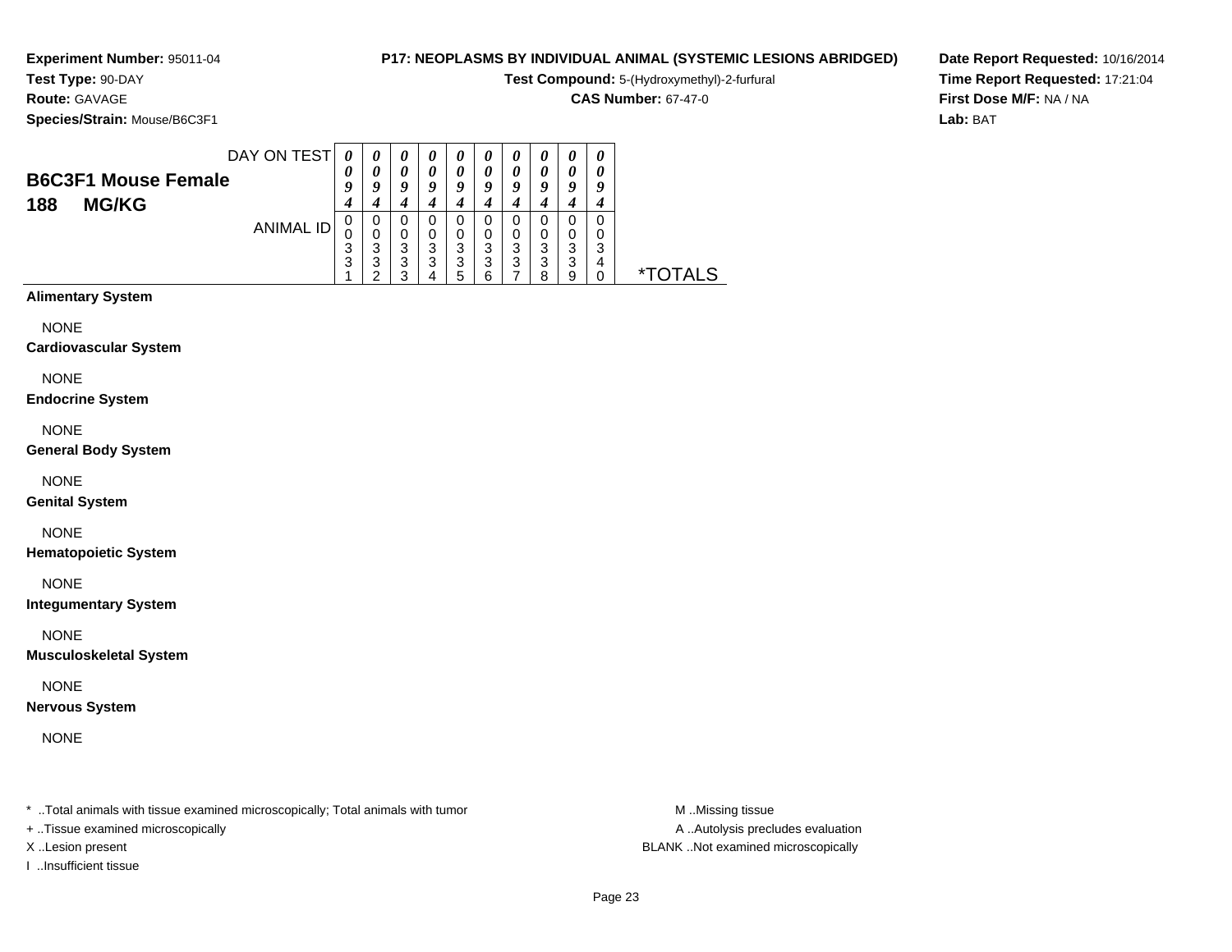**Experiment Number:** 95011-04
**Test Type:** 90-DAY
**Route:** GAVAGE
**Species/Strain:** Mouse/B6C3F1

**P17: NEOPLASMS BY INDIVIDUAL ANIMAL (SYSTEMIC LESIONS ABRIDGED)**
**Test Compound:** 5-(Hydroxymethyl)-2-furfural
**CAS Number:** 67-47-0

**Date Report Requested:** 10/16/2014
**Time Report Requested:** 17:21:04
**First Dose M/F:** NA / NA
**Lab:** BAT

## B6C3F1 Mouse Female
## 188 MG/KG

| DAY ON TEST | 0094 | 0094 | 0094 | 0094 | 0094 | 0094 | 0094 | 0094 | 0094 | 0094 | |
|---|---|---|---|---|---|---|---|---|---|---|---|
| ANIMAL ID | 00331 | 00332 | 00333 | 00334 | 00335 | 00336 | 00337 | 00338 | 00339 | 00340 | *TOTALS |
| **Alimentary System** | | | | | | | | | | | |
| NONE | | | | | | | | | | | |
| **Cardiovascular System** | | | | | | | | | | | |
| NONE | | | | | | | | | | | |
| **Endocrine System** | | | | | | | | | | | |
| NONE | | | | | | | | | | | |
| **General Body System** | | | | | | | | | | | |
| NONE | | | | | | | | | | | |
| **Genital System** | | | | | | | | | | | |
| NONE | | | | | | | | | | | |
| **Hematopoietic System** | | | | | | | | | | | |
| NONE | | | | | | | | | | | |
| **Integumentary System** | | | | | | | | | | | |
| NONE | | | | | | | | | | | |
| **Musculoskeletal System** | | | | | | | | | | | |
| NONE | | | | | | | | | | | |
| **Nervous System** | | | | | | | | | | | |
| NONE | | | | | | | | | | | |

\* ..Total animals with tissue examined microscopically; Total animals with tumor
\+ ..Tissue examined microscopically
X ..Lesion present
I ..Insufficient tissue

M ..Missing tissue
A ..Autolysis precludes evaluation
BLANK ..Not examined microscopically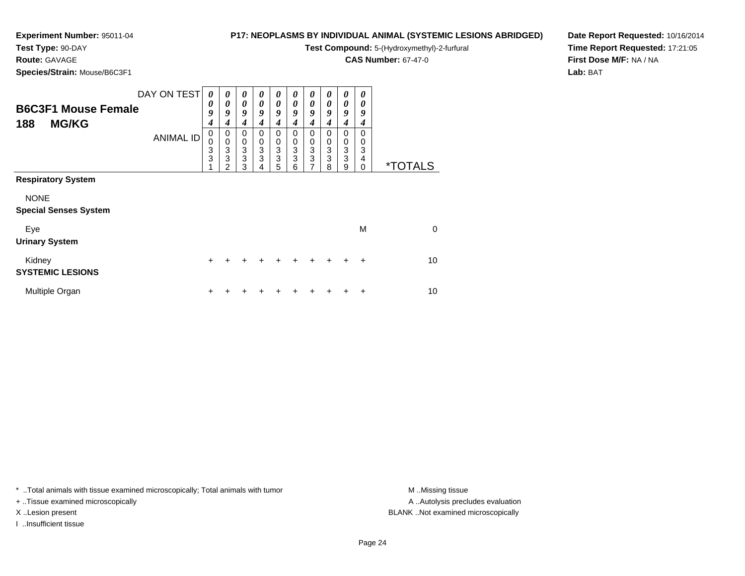**Experiment Number:** 95011-04
**Test Type:** 90-DAY
**Route:** GAVAGE
**Species/Strain:** Mouse/B6C3F1

**P17: NEOPLASMS BY INDIVIDUAL ANIMAL (SYSTEMIC LESIONS ABRIDGED)**
**Test Compound:** 5-(Hydroxymethyl)-2-furfural
**CAS Number:** 67-47-0

**Date Report Requested:** 10/16/2014
**Time Report Requested:** 17:21:05
**First Dose M/F:** NA / NA
**Lab:** BAT

| **B6C3F1 Mouse Female 188 MG/KG** DAY ON TEST | 0094 | 0094 | 0094 | 0094 | 0094 | 0094 | 0094 | 0094 | 0094 | 0094 | |
|---|---|---|---|---|---|---|---|---|---|---|---|
| ANIMAL ID | 00331 | 00332 | 00333 | 00334 | 00335 | 00336 | 00337 | 00338 | 00339 | 00340 | *TOTALS |
| **Respiratory System** | | | | | | | | | | | |
| NONE | | | | | | | | | | | |
| **Special Senses System** | | | | | | | | | | | |
| Eye | | | | | | | | | | M | 0 |
| **Urinary System** | | | | | | | | | | | |
| Kidney | + | + | + | + | + | + | + | + | + | + | 10 |
| **SYSTEMIC LESIONS** | | | | | | | | | | | |
| Multiple Organ | + | + | + | + | + | + | + | + | + | + | 10 |

* ..Total animals with tissue examined microscopically; Total animals with tumor
+ ..Tissue examined microscopically
X ..Lesion present
I ..Insufficient tissue

M ..Missing tissue
A ..Autolysis precludes evaluation
BLANK ..Not examined microscopically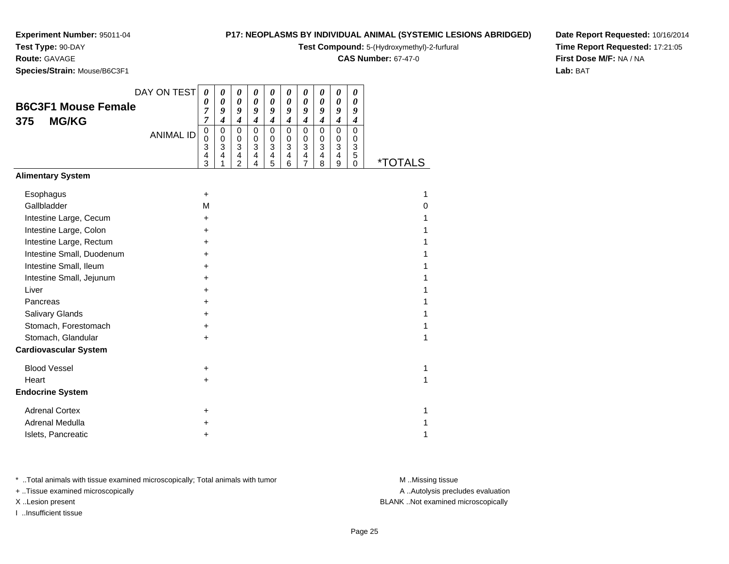**Experiment Number:** 95011-04
**Test Type:** 90-DAY
**Route:** GAVAGE
**Species/Strain:** Mouse/B6C3F1

**P17: NEOPLASMS BY INDIVIDUAL ANIMAL (SYSTEMIC LESIONS ABRIDGED)**
**Test Compound:** 5-(Hydroxymethyl)-2-furfural
**CAS Number:** 67-47-0

**Date Report Requested:** 10/16/2014
**Time Report Requested:** 17:21:05
**First Dose M/F:** NA / NA
**Lab:** BAT

## B6C3F1 Mouse Female
## 375 MG/KG

| DAY ON TEST | 0077 | 0094 | 0094 | 0094 | 0094 | 0094 | 0094 | 0094 | 0094 | 0094 | |
|---|---|---|---|---|---|---|---|---|---|---|---|
| **ANIMAL ID** | 00343 | 00341 | 00342 | 00344 | 00345 | 00346 | 00347 | 00348 | 00349 | 00350 | ***TOTALS** |
| **Alimentary System** | | | | | | | | | | | |
| Esophagus | + | | | | | | | | | | 1 |
| Gallbladder | M | | | | | | | | | | 0 |
| Intestine Large, Cecum | + | | | | | | | | | | 1 |
| Intestine Large, Colon | + | | | | | | | | | | 1 |
| Intestine Large, Rectum | + | | | | | | | | | | 1 |
| Intestine Small, Duodenum | + | | | | | | | | | | 1 |
| Intestine Small, Ileum | + | | | | | | | | | | 1 |
| Intestine Small, Jejunum | + | | | | | | | | | | 1 |
| Liver | + | | | | | | | | | | 1 |
| Pancreas | + | | | | | | | | | | 1 |
| Salivary Glands | + | | | | | | | | | | 1 |
| Stomach, Forestomach | + | | | | | | | | | | 1 |
| Stomach, Glandular | + | | | | | | | | | | 1 |
| **Cardiovascular System** | | | | | | | | | | | |
| Blood Vessel | + | | | | | | | | | | 1 |
| Heart | + | | | | | | | | | | 1 |
| **Endocrine System** | | | | | | | | | | | |
| Adrenal Cortex | + | | | | | | | | | | 1 |
| Adrenal Medulla | + | | | | | | | | | | 1 |
| Islets, Pancreatic | + | | | | | | | | | | 1 |

* ..Total animals with tissue examined microscopically; Total animals with tumor
+ ..Tissue examined microscopically
X ..Lesion present
I ..Insufficient tissue

M ..Missing tissue
A ..Autolysis precludes evaluation
BLANK ..Not examined microscopically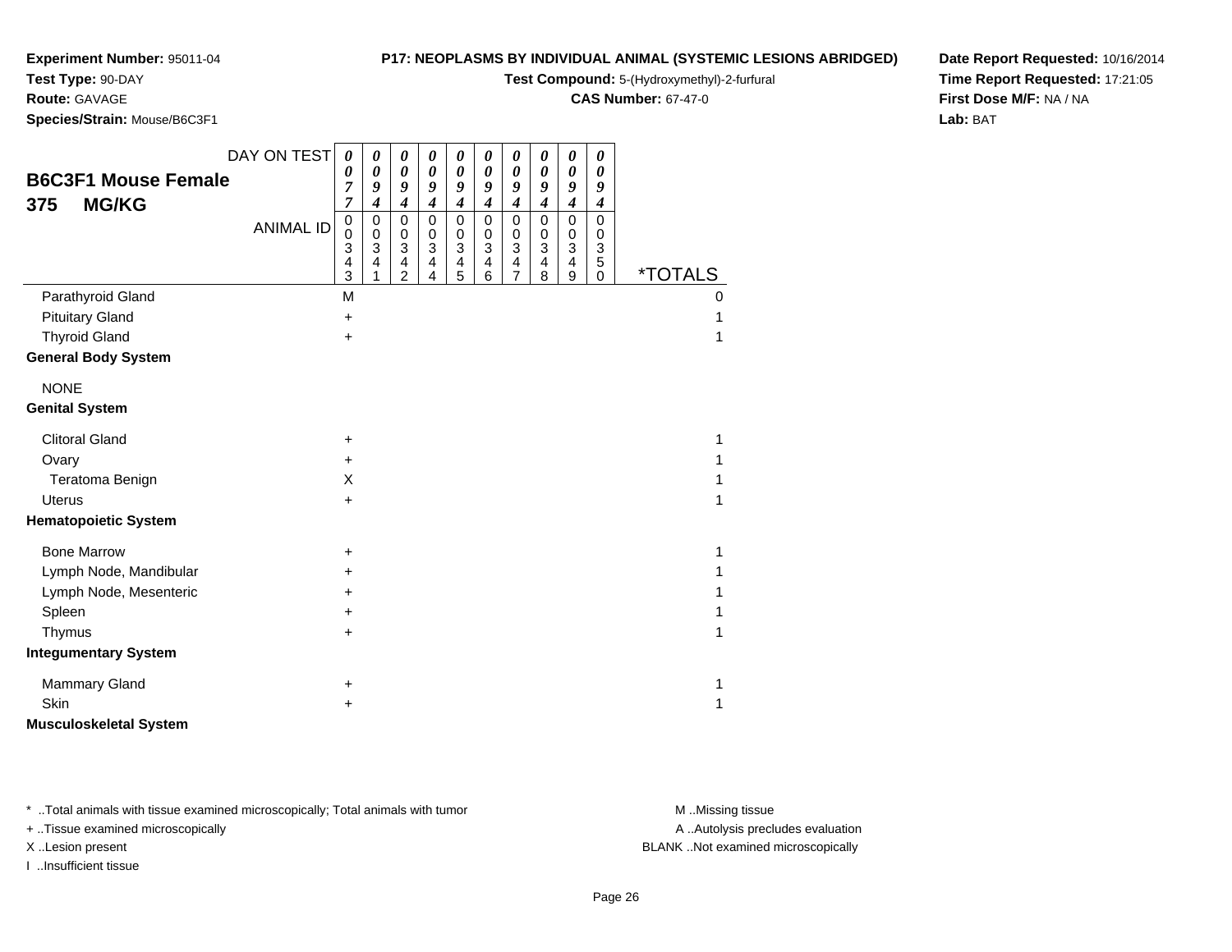**Experiment Number:** 95011-04
**Test Type:** 90-DAY
**Route:** GAVAGE
**Species/Strain:** Mouse/B6C3F1

**P17: NEOPLASMS BY INDIVIDUAL ANIMAL (SYSTEMIC LESIONS ABRIDGED)**
**Test Compound:** 5-(Hydroxymethyl)-2-furfural
**CAS Number:** 67-47-0

**Date Report Requested:** 10/16/2014
**Time Report Requested:** 17:21:05
**First Dose M/F:** NA / NA
**Lab:** BAT

## B6C3F1 Mouse Female 375 MG/KG

| DAY ON TEST | 0077 | 0094 | 0094 | 0094 | 0094 | 0094 | 0094 | 0094 | 0094 | 0094 | |
|---|---|---|---|---|---|---|---|---|---|---|---|
| ANIMAL ID | 00343 | 00341 | 00342 | 00344 | 00345 | 00346 | 00347 | 00348 | 00349 | 00350 | *TOTALS |
| Parathyroid Gland | M | | | | | | | | | | 0 |
| Pituitary Gland | + | | | | | | | | | | 1 |
| Thyroid Gland | + | | | | | | | | | | 1 |
| **General Body System** | | | | | | | | | | | |
| NONE | | | | | | | | | | | |
| **Genital System** | | | | | | | | | | | |
| Clitoral Gland | + | | | | | | | | | | 1 |
| Ovary | + | | | | | | | | | | 1 |
| Teratoma Benign | X | | | | | | | | | | 1 |
| Uterus | + | | | | | | | | | | 1 |
| **Hematopoietic System** | | | | | | | | | | | |
| Bone Marrow | + | | | | | | | | | | 1 |
| Lymph Node, Mandibular | + | | | | | | | | | | 1 |
| Lymph Node, Mesenteric | + | | | | | | | | | | 1 |
| Spleen | + | | | | | | | | | | 1 |
| Thymus | + | | | | | | | | | | 1 |
| **Integumentary System** | | | | | | | | | | | |
| Mammary Gland | + | | | | | | | | | | 1 |
| Skin | + | | | | | | | | | | 1 |
| **Musculoskeletal System** | | | | | | | | | | | |

\* ..Total animals with tissue examined microscopically; Total animals with tumor
\+ ..Tissue examined microscopically
X ..Lesion present
I ..Insufficient tissue

M ..Missing tissue
A ..Autolysis precludes evaluation
BLANK ..Not examined microscopically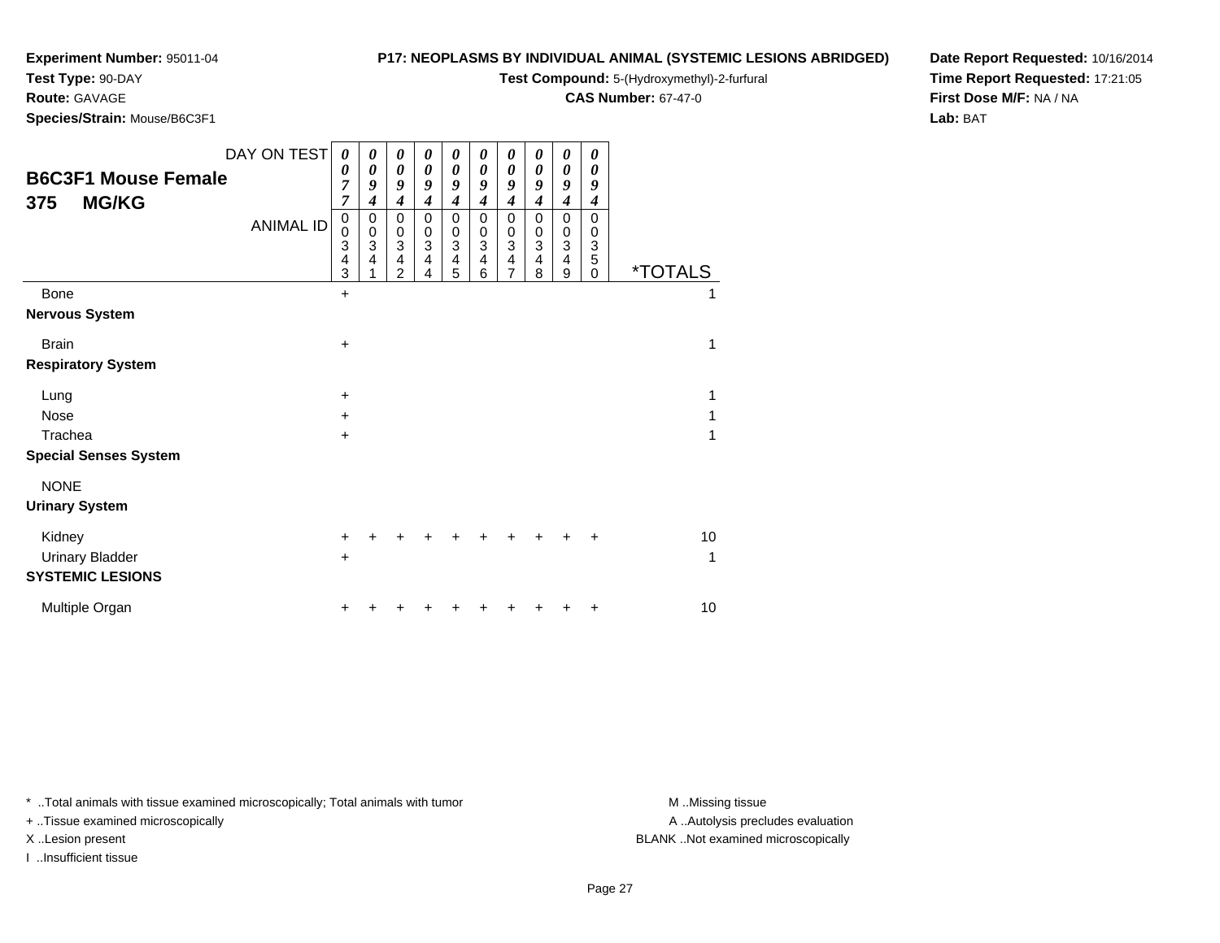**Experiment Number:** 95011-04
**Test Type:** 90-DAY
**Route:** GAVAGE
**Species/Strain:** Mouse/B6C3F1

**P17: NEOPLASMS BY INDIVIDUAL ANIMAL (SYSTEMIC LESIONS ABRIDGED)**
**Test Compound:** 5-(Hydroxymethyl)-2-furfural
**CAS Number:** 67-47-0

**Date Report Requested:** 10/16/2014
**Time Report Requested:** 17:21:05
**First Dose M/F:** NA / NA
**Lab:** BAT

## B6C3F1 Mouse Female 375 MG/KG

| DAY ON TEST | 0077 | 0094 | 0094 | 0094 | 0094 | 0094 | 0094 | 0094 | 0094 | 0094 | |
|---|---|---|---|---|---|---|---|---|---|---|---|
| ANIMAL ID | 00343 | 00341 | 00342 | 00344 | 00345 | 00346 | 00347 | 00348 | 00349 | 00350 | *TOTALS |
| Bone | + | | | | | | | | | | 1 |
| **Nervous System** | | | | | | | | | | | |
| Brain | + | | | | | | | | | | 1 |
| **Respiratory System** | | | | | | | | | | | |
| Lung | + | | | | | | | | | | 1 |
| Nose | + | | | | | | | | | | 1 |
| Trachea | + | | | | | | | | | | 1 |
| **Special Senses System** | | | | | | | | | | | |
| NONE | | | | | | | | | | | |
| **Urinary System** | | | | | | | | | | | |
| Kidney | + | + | + | + | + | + | + | + | + | + | 10 |
| Urinary Bladder | + | | | | | | | | | | 1 |
| **SYSTEMIC LESIONS** | | | | | | | | | | | |
| Multiple Organ | + | + | + | + | + | + | + | + | + | + | 10 |

* ..Total animals with tissue examined microscopically; Total animals with tumor
+ ..Tissue examined microscopically
X ..Lesion present
I ..Insufficient tissue

M ..Missing tissue
A ..Autolysis precludes evaluation
BLANK ..Not examined microscopically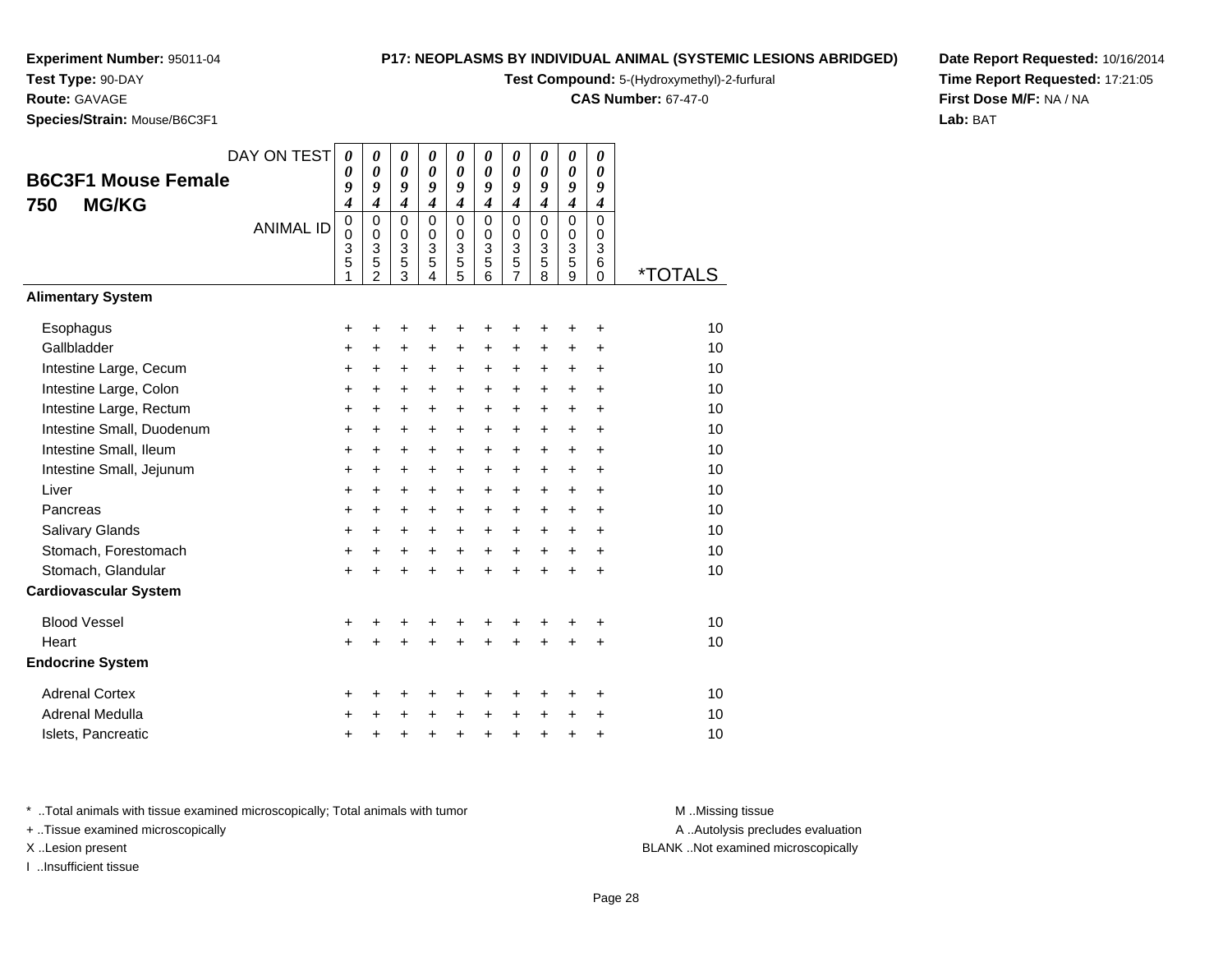**Experiment Number:** 95011-04
**Test Type:** 90-DAY
**Route:** GAVAGE
**Species/Strain:** Mouse/B6C3F1

**P17: NEOPLASMS BY INDIVIDUAL ANIMAL (SYSTEMIC LESIONS ABRIDGED)**
**Test Compound:** 5-(Hydroxymethyl)-2-furfural
**CAS Number:** 67-47-0

**Date Report Requested:** 10/16/2014
**Time Report Requested:** 17:21:05
**First Dose M/F:** NA / NA
**Lab:** BAT

## B6C3F1 Mouse Female
## 750 MG/KG

| DAY ON TEST | 0094 | 0094 | 0094 | 0094 | 0094 | 0094 | 0094 | 0094 | 0094 | 0094 | |
|---|---|---|---|---|---|---|---|---|---|---|---|
| ANIMAL ID | 00351 | 00352 | 00353 | 00354 | 00355 | 00356 | 00357 | 00358 | 00359 | 00360 | *TOTALS |
| **Alimentary System** | | | | | | | | | | | |
| Esophagus | + | + | + | + | + | + | + | + | + | + | 10 |
| Gallbladder | + | + | + | + | + | + | + | + | + | + | 10 |
| Intestine Large, Cecum | + | + | + | + | + | + | + | + | + | + | 10 |
| Intestine Large, Colon | + | + | + | + | + | + | + | + | + | + | 10 |
| Intestine Large, Rectum | + | + | + | + | + | + | + | + | + | + | 10 |
| Intestine Small, Duodenum | + | + | + | + | + | + | + | + | + | + | 10 |
| Intestine Small, Ileum | + | + | + | + | + | + | + | + | + | + | 10 |
| Intestine Small, Jejunum | + | + | + | + | + | + | + | + | + | + | 10 |
| Liver | + | + | + | + | + | + | + | + | + | + | 10 |
| Pancreas | + | + | + | + | + | + | + | + | + | + | 10 |
| Salivary Glands | + | + | + | + | + | + | + | + | + | + | 10 |
| Stomach, Forestomach | + | + | + | + | + | + | + | + | + | + | 10 |
| Stomach, Glandular | + | + | + | + | + | + | + | + | + | + | 10 |
| **Cardiovascular System** | | | | | | | | | | | |
| Blood Vessel | + | + | + | + | + | + | + | + | + | + | 10 |
| Heart | + | + | + | + | + | + | + | + | + | + | 10 |
| **Endocrine System** | | | | | | | | | | | |
| Adrenal Cortex | + | + | + | + | + | + | + | + | + | + | 10 |
| Adrenal Medulla | + | + | + | + | + | + | + | + | + | + | 10 |
| Islets, Pancreatic | + | + | + | + | + | + | + | + | + | + | 10 |

* ..Total animals with tissue examined microscopically; Total animals with tumor
+ ..Tissue examined microscopically
X ..Lesion present
I ..Insufficient tissue

M ..Missing tissue
A ..Autolysis precludes evaluation
BLANK ..Not examined microscopically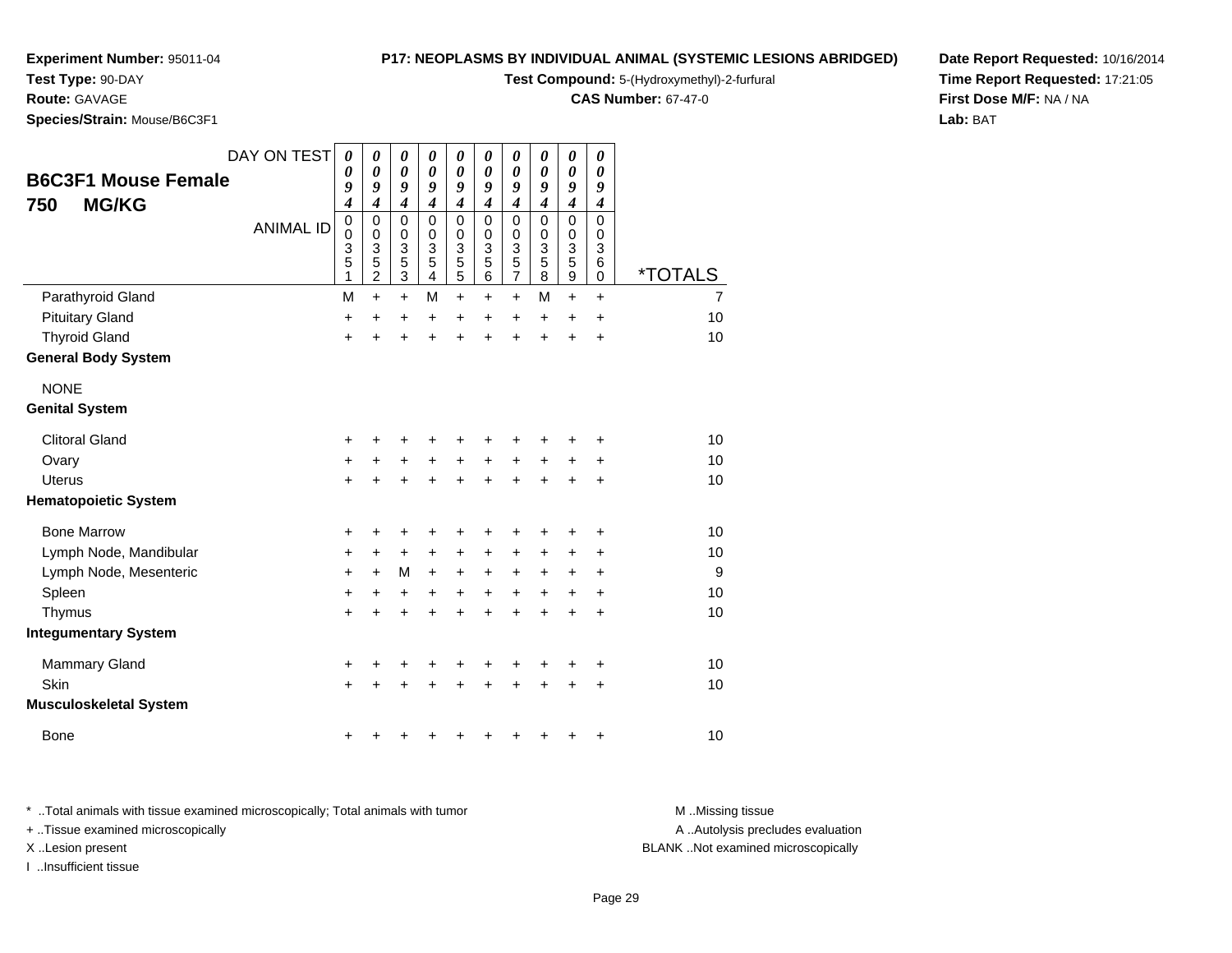**Experiment Number:** 95011-04
**Test Type:** 90-DAY
**Route:** GAVAGE
**Species/Strain:** Mouse/B6C3F1

**P17: NEOPLASMS BY INDIVIDUAL ANIMAL (SYSTEMIC LESIONS ABRIDGED)**
**Test Compound:** 5-(Hydroxymethyl)-2-furfural
**CAS Number:** 67-47-0

**Date Report Requested:** 10/16/2014
**Time Report Requested:** 17:21:05
**First Dose M/F:** NA / NA
**Lab:** BAT

## B6C3F1 Mouse Female
## 750 MG/KG

| DAY ON TEST | 0094 | 0094 | 0094 | 0094 | 0094 | 0094 | 0094 | 0094 | 0094 | 0094 | |
|---|---|---|---|---|---|---|---|---|---|---|---|
| ANIMAL ID | 00351 | 00352 | 00353 | 00354 | 00355 | 00356 | 00357 | 00358 | 00359 | 00360 | *TOTALS |
| Parathyroid Gland | M | + | + | M | + | + | + | M | + | + | 7 |
| Pituitary Gland | + | + | + | + | + | + | + | + | + | + | 10 |
| Thyroid Gland | + | + | + | + | + | + | + | + | + | + | 10 |
| **General Body System** | | | | | | | | | | | |
| NONE | | | | | | | | | | | |
| **Genital System** | | | | | | | | | | | |
| Clitoral Gland | + | + | + | + | + | + | + | + | + | + | 10 |
| Ovary | + | + | + | + | + | + | + | + | + | + | 10 |
| Uterus | + | + | + | + | + | + | + | + | + | + | 10 |
| **Hematopoietic System** | | | | | | | | | | | |
| Bone Marrow | + | + | + | + | + | + | + | + | + | + | 10 |
| Lymph Node, Mandibular | + | + | + | + | + | + | + | + | + | + | 10 |
| Lymph Node, Mesenteric | + | + | M | + | + | + | + | + | + | + | 9 |
| Spleen | + | + | + | + | + | + | + | + | + | + | 10 |
| Thymus | + | + | + | + | + | + | + | + | + | + | 10 |
| **Integumentary System** | | | | | | | | | | | |
| Mammary Gland | + | + | + | + | + | + | + | + | + | + | 10 |
| Skin | + | + | + | + | + | + | + | + | + | + | 10 |
| **Musculoskeletal System** | | | | | | | | | | | |
| Bone | + | + | + | + | + | + | + | + | + | + | 10 |

\* ..Total animals with tissue examined microscopically; Total animals with tumor
\+ ..Tissue examined microscopically
X ..Lesion present
I ..Insufficient tissue

M ..Missing tissue
A ..Autolysis precludes evaluation
BLANK ..Not examined microscopically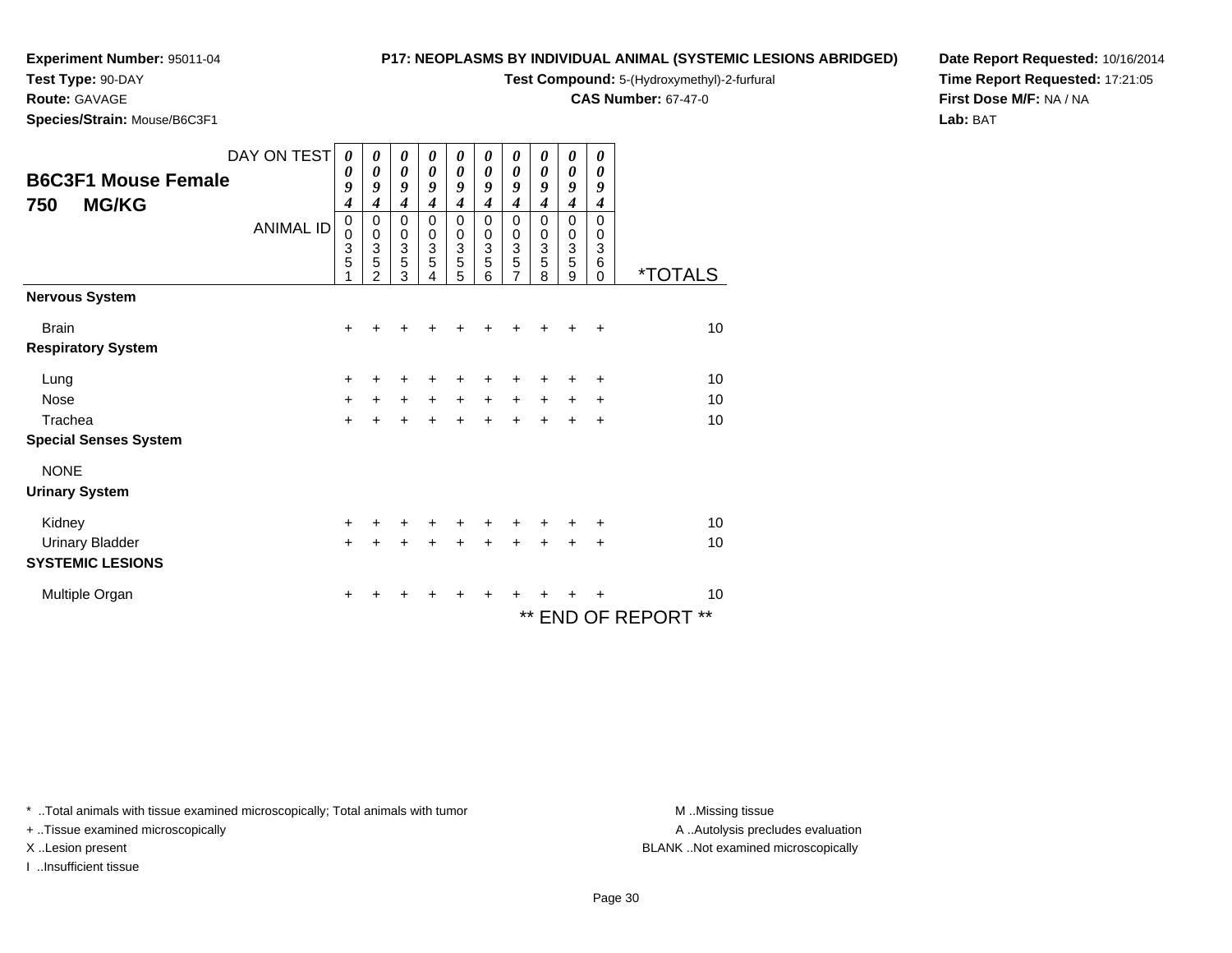**Experiment Number:** 95011-04
**Test Type:** 90-DAY
**Route:** GAVAGE
**Species/Strain:** Mouse/B6C3F1

**P17: NEOPLASMS BY INDIVIDUAL ANIMAL (SYSTEMIC LESIONS ABRIDGED)**
**Test Compound:** 5-(Hydroxymethyl)-2-furfural
**CAS Number:** 67-47-0

**Date Report Requested:** 10/16/2014
**Time Report Requested:** 17:21:05
**First Dose M/F:** NA / NA
**Lab:** BAT

## B6C3F1 Mouse Female
## 750 MG/KG

| DAY ON TEST | 0094 | 0094 | 0094 | 0094 | 0094 | 0094 | 0094 | 0094 | 0094 | 0094 | |
|---|---|---|---|---|---|---|---|---|---|---|---|
| **ANIMAL ID** | 00351 | 00352 | 00353 | 00354 | 00355 | 00356 | 00357 | 00358 | 00359 | 00360 | ***TOTALS** |
| **Nervous System** | | | | | | | | | | | |
| Brain | + | + | + | + | + | + | + | + | + | + | 10 |
| **Respiratory System** | | | | | | | | | | | |
| Lung | + | + | + | + | + | + | + | + | + | + | 10 |
| Nose | + | + | + | + | + | + | + | + | + | + | 10 |
| Trachea | + | + | + | + | + | + | + | + | + | + | 10 |
| **Special Senses System** | | | | | | | | | | | |
| NONE | | | | | | | | | | | |
| **Urinary System** | | | | | | | | | | | |
| Kidney | + | + | + | + | + | + | + | + | + | + | 10 |
| Urinary Bladder | + | + | + | + | + | + | + | + | + | + | 10 |
| **SYSTEMIC LESIONS** | | | | | | | | | | | |
| Multiple Organ | + | + | + | + | + | + | + | + | + | + | 10 |

** END OF REPORT **

* ..Total animals with tissue examined microscopically; Total animals with tumor
+ ..Tissue examined microscopically
X ..Lesion present
I ..Insufficient tissue

M ..Missing tissue
A ..Autolysis precludes evaluation
BLANK ..Not examined microscopically